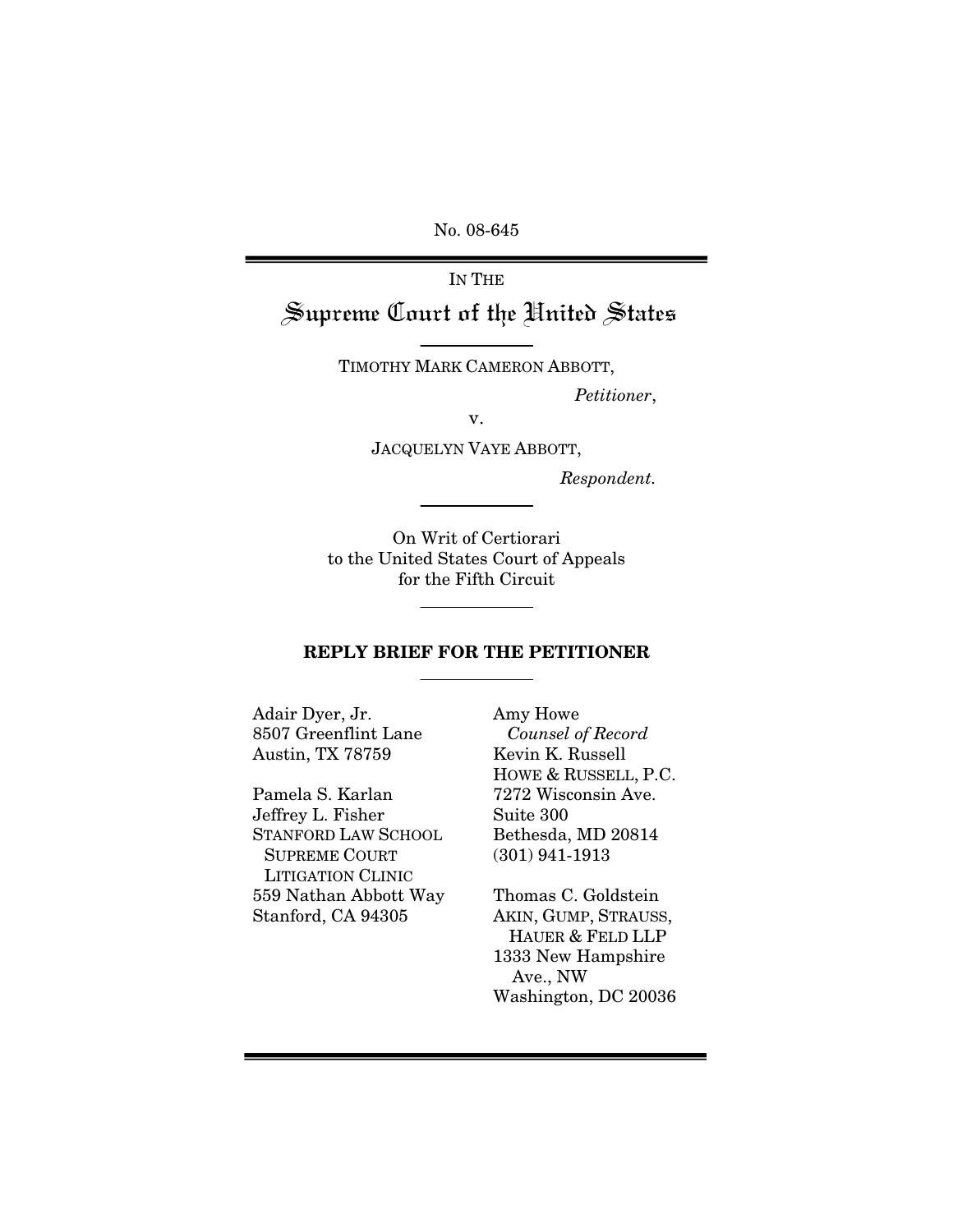No. 08-645

IN THE

# Supreme Court of the United States

TIMOTHY MARK CAMERON ABBOTT,

*Petitioner*,

v.

JACQUELYN VAYE ABBOTT,

*Respondent.*

On Writ of Certiorari
to the United States Court of Appeals
for the Fifth Circuit

**REPLY BRIEF FOR THE PETITIONER**

Adair Dyer, Jr.
8507 Greenflint Lane
Austin, TX 78759

Pamela S. Karlan
Jeffrey L. Fisher
STANFORD LAW SCHOOL
SUPREME COURT
LITIGATION CLINIC
559 Nathan Abbott Way
Stanford, CA 94305

Amy Howe
*Counsel of Record*
Kevin K. Russell
HOWE & RUSSELL, P.C.
7272 Wisconsin Ave.
Suite 300
Bethesda, MD 20814
(301) 941-1913

Thomas C. Goldstein
AKIN, GUMP, STRAUSS,
HAUER & FELD LLP
1333 New Hampshire
Ave., NW
Washington, DC 20036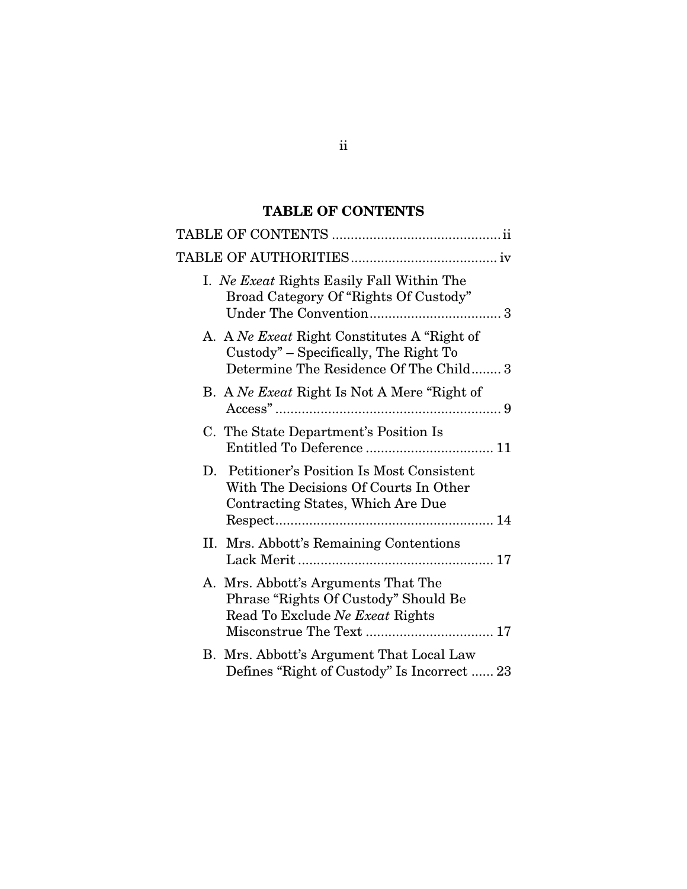## TABLE OF CONTENTS

TABLE OF CONTENTS .......................................... ii

TABLE OF AUTHORITIES ...................................... iv

I. *Ne Exeat* Rights Easily Fall Within The Broad Category Of "Rights Of Custody" Under The Convention .................................. 3

A. A *Ne Exeat* Right Constitutes A "Right of Custody" – Specifically, The Right To Determine The Residence Of The Child........ 3

B. A *Ne Exeat* Right Is Not A Mere "Right of Access" .......................................................... 9

C. The State Department's Position Is Entitled To Deference .................................. 11

D. Petitioner's Position Is Most Consistent With The Decisions Of Courts In Other Contracting States, Which Are Due Respect.......................................................... 14

II. Mrs. Abbott's Remaining Contentions Lack Merit .................................................... 17

A. Mrs. Abbott's Arguments That The Phrase "Rights Of Custody" Should Be Read To Exclude *Ne Exeat* Rights Misconstrue The Text .................................. 17

B. Mrs. Abbott's Argument That Local Law Defines "Right of Custody" Is Incorrect ...... 23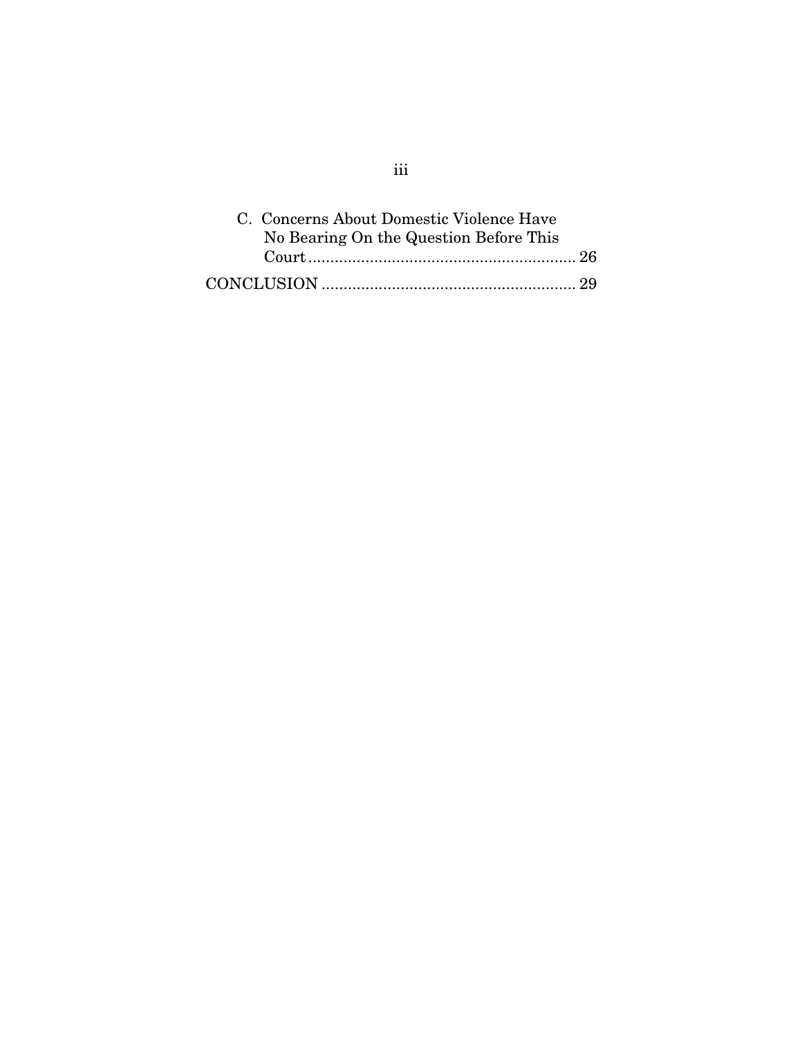C. Concerns About Domestic Violence Have No Bearing On the Question Before This Court .......... 26

CONCLUSION .......... 29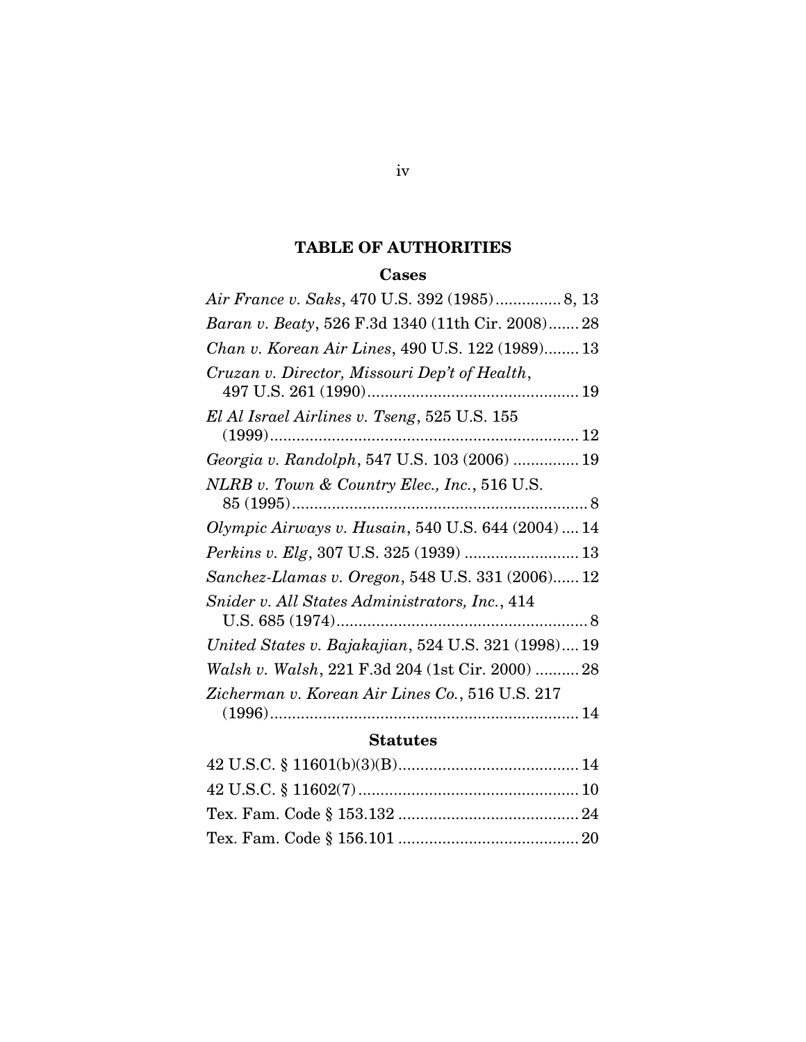## TABLE OF AUTHORITIES

### Cases

*Air France v. Saks*, 470 U.S. 392 (1985)............... 8, 13

*Baran v. Beaty*, 526 F.3d 1340 (11th Cir. 2008)....... 28

*Chan v. Korean Air Lines*, 490 U.S. 122 (1989)........ 13

*Cruzan v. Director, Missouri Dep't of Health*, 497 U.S. 261 (1990)................................................ 19

*El Al Israel Airlines v. Tseng*, 525 U.S. 155 (1999)...................................................................... 12

*Georgia v. Randolph*, 547 U.S. 103 (2006) ............... 19

*NLRB v. Town & Country Elec., Inc.*, 516 U.S. 85 (1995)................................................................... 8

*Olympic Airways v. Husain*, 540 U.S. 644 (2004) .... 14

*Perkins v. Elg*, 307 U.S. 325 (1939) .......................... 13

*Sanchez-Llamas v. Oregon*, 548 U.S. 331 (2006)...... 12

*Snider v. All States Administrators, Inc.*, 414 U.S. 685 (1974)......................................................... 8

*United States v. Bajakajian*, 524 U.S. 321 (1998).... 19

*Walsh v. Walsh*, 221 F.3d 204 (1st Cir. 2000) .......... 28

*Zicherman v. Korean Air Lines Co.*, 516 U.S. 217 (1996)...................................................................... 14

### Statutes

42 U.S.C. § 11601(b)(3)(B)......................................... 14

42 U.S.C. § 11602(7).................................................. 10

Tex. Fam. Code § 153.132 ......................................... 24

Tex. Fam. Code § 156.101 ......................................... 20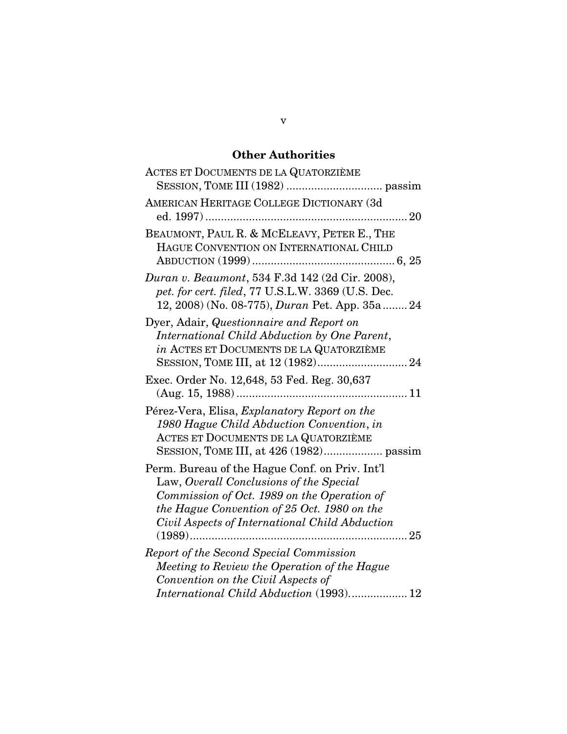## Other Authorities

ACTES ET DOCUMENTS DE LA QUATORZIÈME SESSION, TOME III (1982) ............................... passim

AMERICAN HERITAGE COLLEGE DICTIONARY (3d ed. 1997) ................................................................. 20

BEAUMONT, PAUL R. & MCELEAVY, PETER E., THE HAGUE CONVENTION ON INTERNATIONAL CHILD ABDUCTION (1999) ............................................. 6, 25

*Duran v. Beaumont*, 534 F.3d 142 (2d Cir. 2008), *pet. for cert. filed*, 77 U.S.L.W. 3369 (U.S. Dec. 12, 2008) (No. 08-775), *Duran* Pet. App. 35a ........ 24

Dyer, Adair, *Questionnaire and Report on International Child Abduction by One Parent*, *in* ACTES ET DOCUMENTS DE LA QUATORZIÈME SESSION, TOME III, at 12 (1982)............................. 24

Exec. Order No. 12,648, 53 Fed. Reg. 30,637 (Aug. 15, 1988) ....................................................... 11

Pérez-Vera, Elisa, *Explanatory Report on the 1980 Hague Child Abduction Convention*, *in* ACTES ET DOCUMENTS DE LA QUATORZIÈME SESSION, TOME III, at 426 (1982)................... passim

Perm. Bureau of the Hague Conf. on Priv. Int'l Law, *Overall Conclusions of the Special Commission of Oct. 1989 on the Operation of the Hague Convention of 25 Oct. 1980 on the Civil Aspects of International Child Abduction* (1989)...................................................................... 25

*Report of the Second Special Commission Meeting to Review the Operation of the Hague Convention on the Civil Aspects of International Child Abduction* (1993).................. 12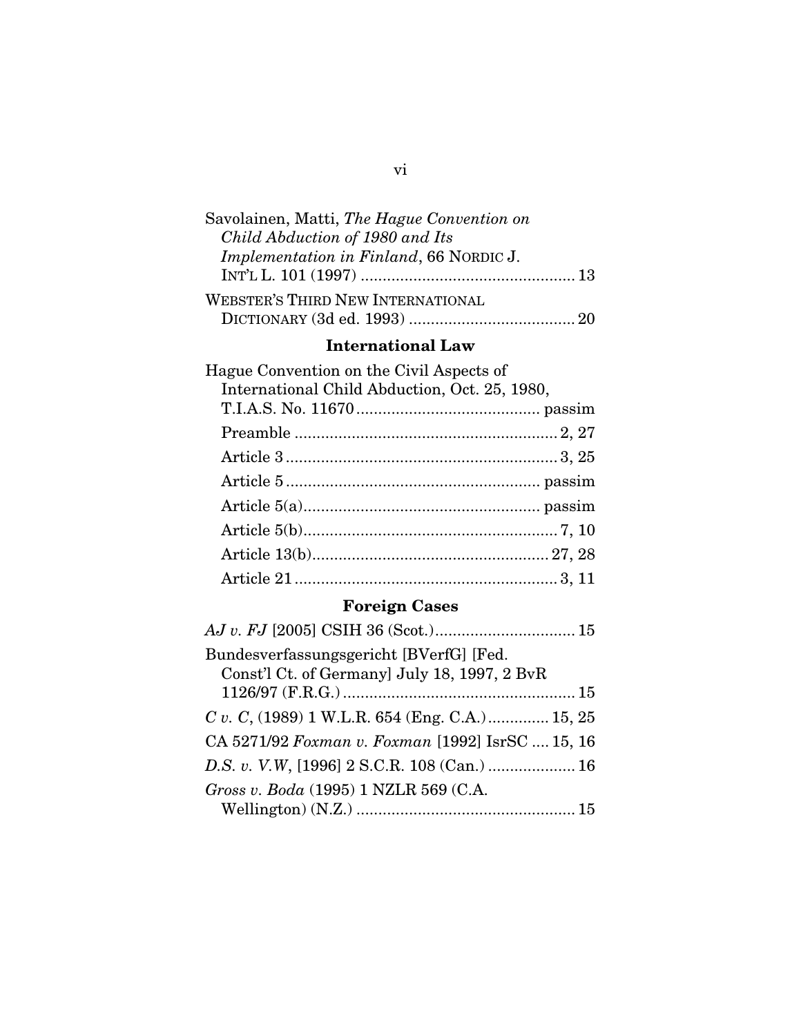Savolainen, Matti, *The Hague Convention on Child Abduction of 1980 and Its Implementation in Finland*, 66 NORDIC J. INT'L L. 101 (1997) ................................................ 13

WEBSTER'S THIRD NEW INTERNATIONAL DICTIONARY (3d ed. 1993) ..................................... 20

### International Law

Hague Convention on the Civil Aspects of International Child Abduction, Oct. 25, 1980, T.I.A.S. No. 11670 .......................................... passim

Preamble ............................................................ 2, 27

Article 3 .............................................................. 3, 25

Article 5 ......................................................... passim

Article 5(a) ..................................................... passim

Article 5(b) .......................................................... 7, 10

Article 13(b) ...................................................... 27, 28

Article 21 ............................................................ 3, 11

### Foreign Cases

*AJ v. FJ* [2005] CSIH 36 (Scot.) ................................ 15

Bundesverfassungsgericht [BVerfG] [Fed. Const'l Ct. of Germany] July 18, 1997, 2 BvR 1126/97 (F.R.G.) ..................................................... 15

*C v. C*, (1989) 1 W.L.R. 654 (Eng. C.A.) ............. 15, 25

CA 5271/92 *Foxman v. Foxman* [1992] IsrSC .... 15, 16

*D.S. v. V.W*, [1996] 2 S.C.R. 108 (Can.) .................... 16

*Gross v. Boda* (1995) 1 NZLR 569 (C.A. Wellington) (N.Z.) .................................................. 15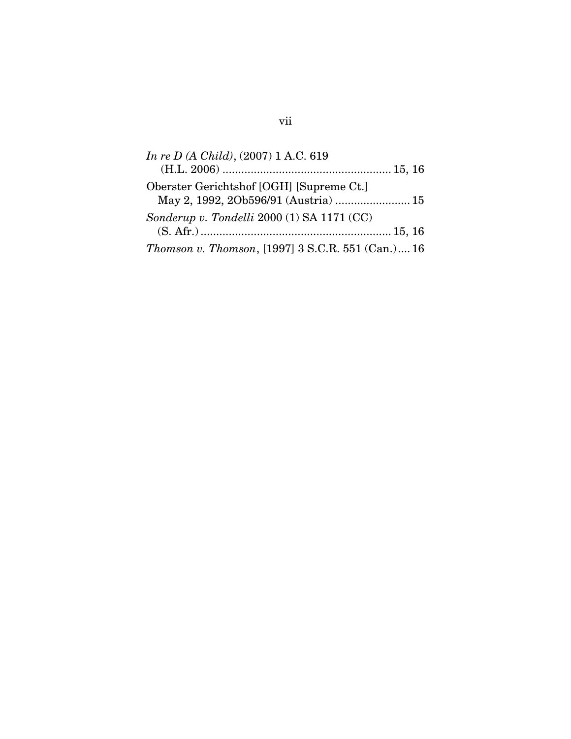*In re D (A Child)*, (2007) 1 A.C. 619 (H.L. 2006) ........................................................ 15, 16

Oberster Gerichtshof [OGH] [Supreme Ct.] May 2, 1992, 2Ob596/91 (Austria) ........................ 15

*Sonderup v. Tondelli* 2000 (1) SA 1171 (CC) (S. Afr.) ............................................................ 15, 16

*Thomson v. Thomson*, [1997] 3 S.C.R. 551 (Can.) .... 16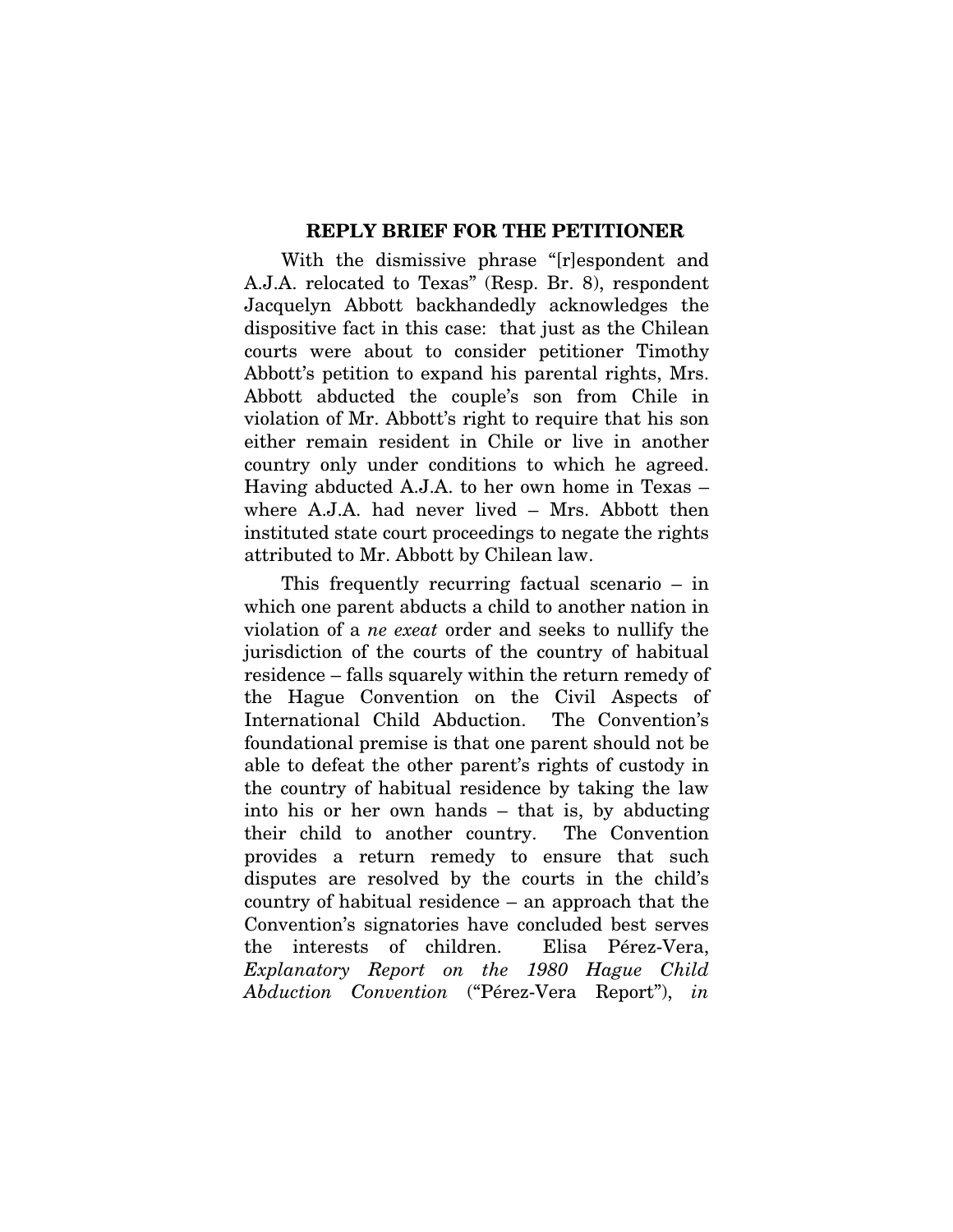## REPLY BRIEF FOR THE PETITIONER

With the dismissive phrase "[r]espondent and A.J.A. relocated to Texas" (Resp. Br. 8), respondent Jacquelyn Abbott backhandedly acknowledges the dispositive fact in this case: that just as the Chilean courts were about to consider petitioner Timothy Abbott's petition to expand his parental rights, Mrs. Abbott abducted the couple's son from Chile in violation of Mr. Abbott's right to require that his son either remain resident in Chile or live in another country only under conditions to which he agreed. Having abducted A.J.A. to her own home in Texas – where A.J.A. had never lived – Mrs. Abbott then instituted state court proceedings to negate the rights attributed to Mr. Abbott by Chilean law.

This frequently recurring factual scenario – in which one parent abducts a child to another nation in violation of a *ne exeat* order and seeks to nullify the jurisdiction of the courts of the country of habitual residence – falls squarely within the return remedy of the Hague Convention on the Civil Aspects of International Child Abduction. The Convention's foundational premise is that one parent should not be able to defeat the other parent's rights of custody in the country of habitual residence by taking the law into his or her own hands – that is, by abducting their child to another country. The Convention provides a return remedy to ensure that such disputes are resolved by the courts in the child's country of habitual residence – an approach that the Convention's signatories have concluded best serves the interests of children. Elisa Pérez-Vera, *Explanatory Report on the 1980 Hague Child Abduction Convention* ("Pérez-Vera Report"), *in*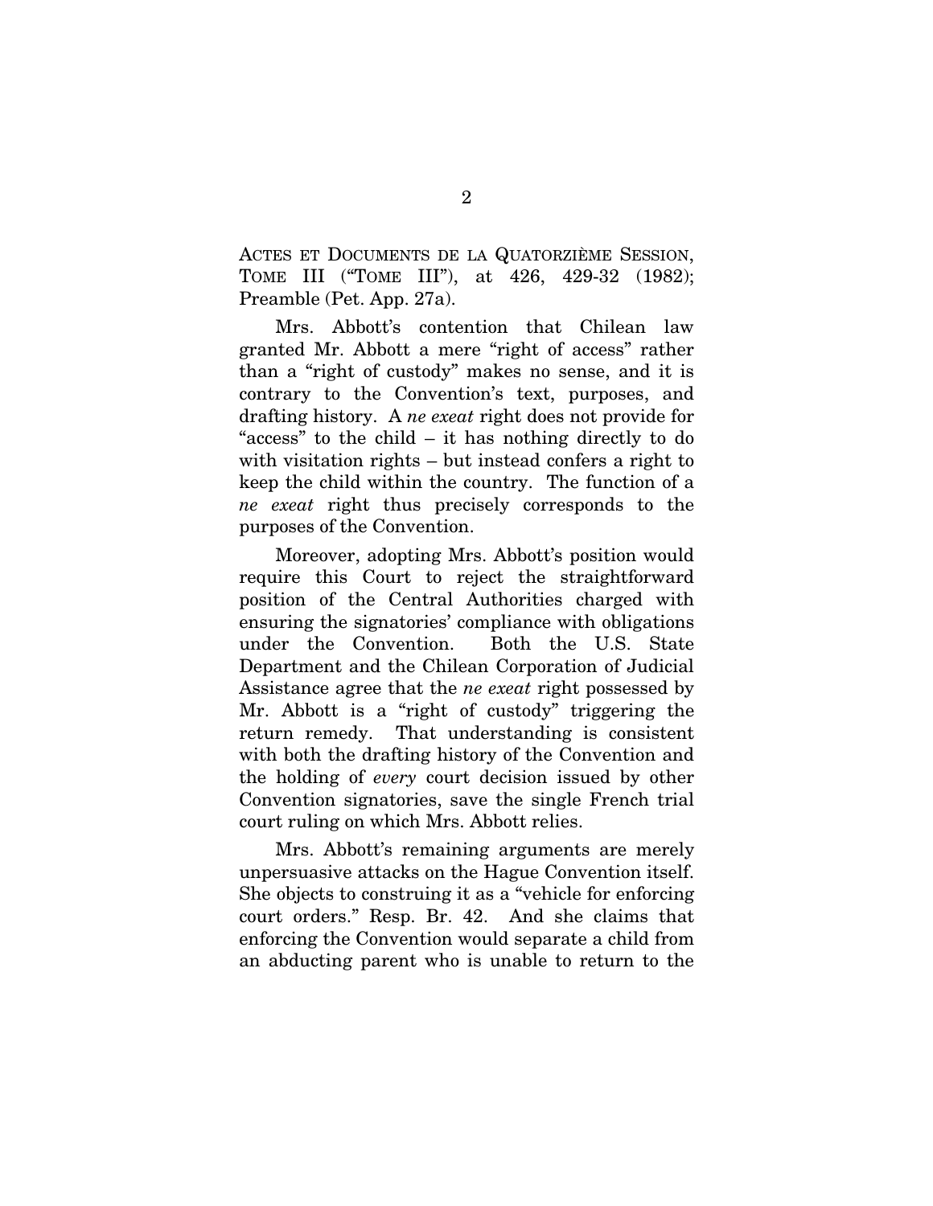ACTES ET DOCUMENTS DE LA QUATORZIÈME SESSION, TOME III ("TOME III"), at 426, 429-32 (1982); Preamble (Pet. App. 27a).

Mrs. Abbott's contention that Chilean law granted Mr. Abbott a mere "right of access" rather than a "right of custody" makes no sense, and it is contrary to the Convention's text, purposes, and drafting history. A *ne exeat* right does not provide for "access" to the child – it has nothing directly to do with visitation rights – but instead confers a right to keep the child within the country. The function of a *ne exeat* right thus precisely corresponds to the purposes of the Convention.

Moreover, adopting Mrs. Abbott's position would require this Court to reject the straightforward position of the Central Authorities charged with ensuring the signatories' compliance with obligations under the Convention. Both the U.S. State Department and the Chilean Corporation of Judicial Assistance agree that the *ne exeat* right possessed by Mr. Abbott is a "right of custody" triggering the return remedy. That understanding is consistent with both the drafting history of the Convention and the holding of *every* court decision issued by other Convention signatories, save the single French trial court ruling on which Mrs. Abbott relies.

Mrs. Abbott's remaining arguments are merely unpersuasive attacks on the Hague Convention itself. She objects to construing it as a "vehicle for enforcing court orders." Resp. Br. 42. And she claims that enforcing the Convention would separate a child from an abducting parent who is unable to return to the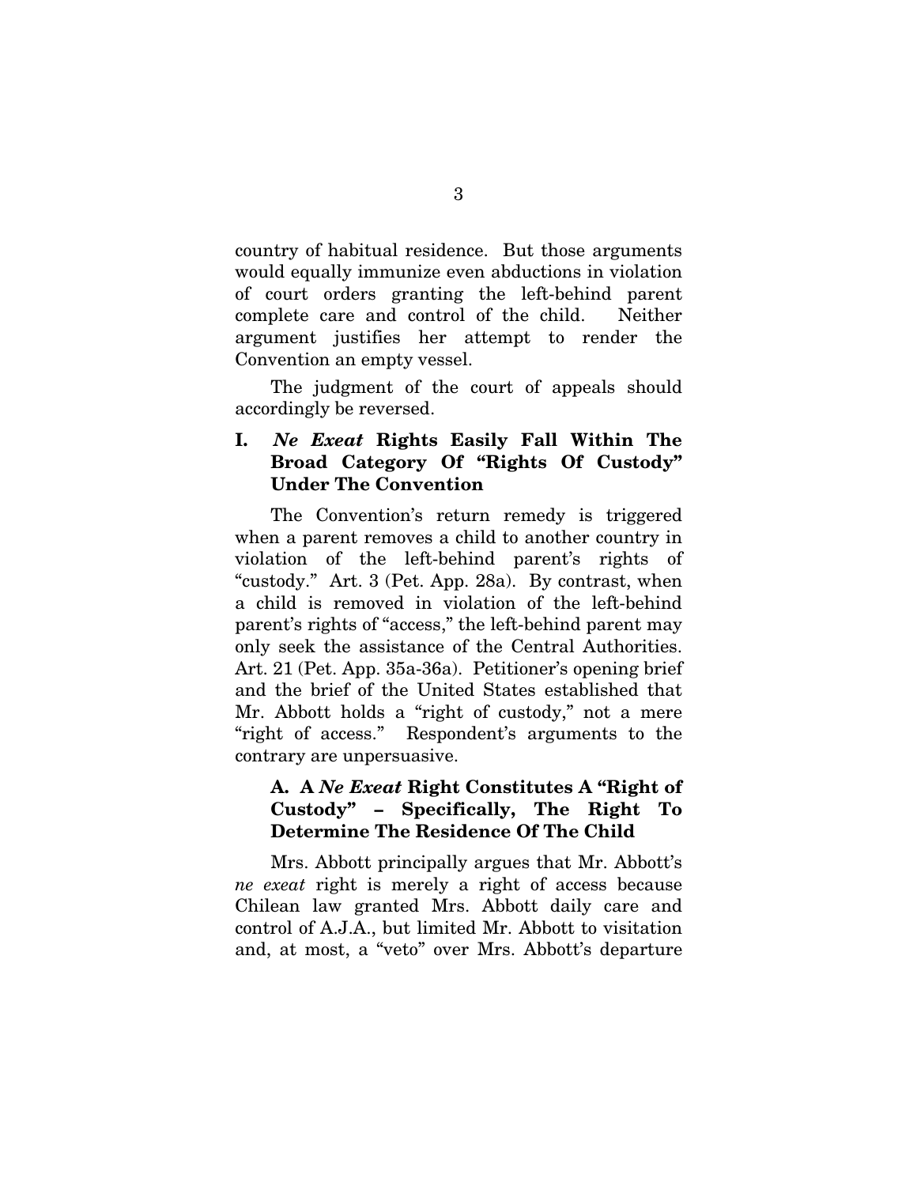country of habitual residence. But those arguments would equally immunize even abductions in violation of court orders granting the left-behind parent complete care and control of the child. Neither argument justifies her attempt to render the Convention an empty vessel.

The judgment of the court of appeals should accordingly be reversed.

## I. *Ne Exeat* Rights Easily Fall Within The Broad Category Of "Rights Of Custody" Under The Convention

The Convention's return remedy is triggered when a parent removes a child to another country in violation of the left-behind parent's rights of "custody." Art. 3 (Pet. App. 28a). By contrast, when a child is removed in violation of the left-behind parent's rights of "access," the left-behind parent may only seek the assistance of the Central Authorities. Art. 21 (Pet. App. 35a-36a). Petitioner's opening brief and the brief of the United States established that Mr. Abbott holds a "right of custody," not a mere "right of access." Respondent's arguments to the contrary are unpersuasive.

### A. A *Ne Exeat* Right Constitutes A "Right of Custody" – Specifically, The Right To Determine The Residence Of The Child

Mrs. Abbott principally argues that Mr. Abbott's *ne exeat* right is merely a right of access because Chilean law granted Mrs. Abbott daily care and control of A.J.A., but limited Mr. Abbott to visitation and, at most, a "veto" over Mrs. Abbott's departure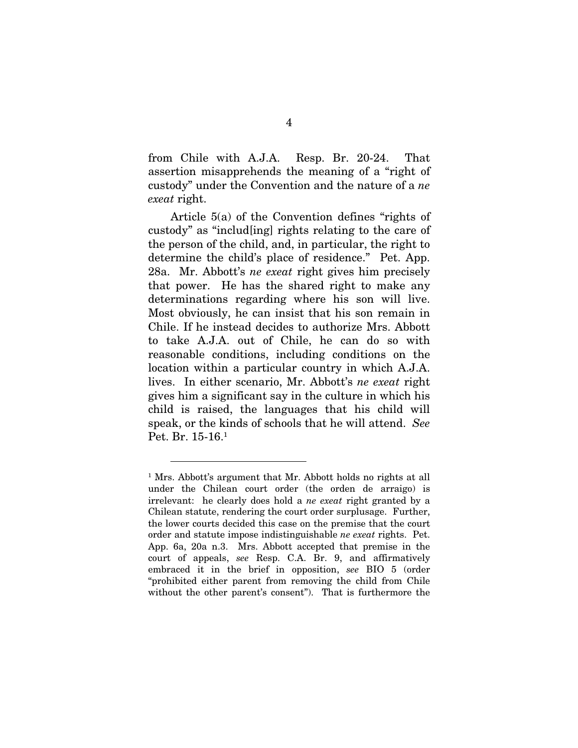from Chile with A.J.A. Resp. Br. 20-24. That assertion misapprehends the meaning of a "right of custody" under the Convention and the nature of a *ne exeat* right.

Article 5(a) of the Convention defines "rights of custody" as "includ[ing] rights relating to the care of the person of the child, and, in particular, the right to determine the child's place of residence." Pet. App. 28a. Mr. Abbott's *ne exeat* right gives him precisely that power. He has the shared right to make any determinations regarding where his son will live. Most obviously, he can insist that his son remain in Chile. If he instead decides to authorize Mrs. Abbott to take A.J.A. out of Chile, he can do so with reasonable conditions, including conditions on the location within a particular country in which A.J.A. lives. In either scenario, Mr. Abbott's *ne exeat* right gives him a significant say in the culture in which his child is raised, the languages that his child will speak, or the kinds of schools that he will attend. *See* Pet. Br. 15-16.[1]

---

[1] Mrs. Abbott's argument that Mr. Abbott holds no rights at all under the Chilean court order (the orden de arraigo) is irrelevant: he clearly does hold a *ne exeat* right granted by a Chilean statute, rendering the court order surplusage. Further, the lower courts decided this case on the premise that the court order and statute impose indistinguishable *ne exeat* rights. Pet. App. 6a, 20a n.3. Mrs. Abbott accepted that premise in the court of appeals, *see* Resp. C.A. Br. 9, and affirmatively embraced it in the brief in opposition, *see* BIO 5 (order "prohibited either parent from removing the child from Chile without the other parent's consent"). That is furthermore the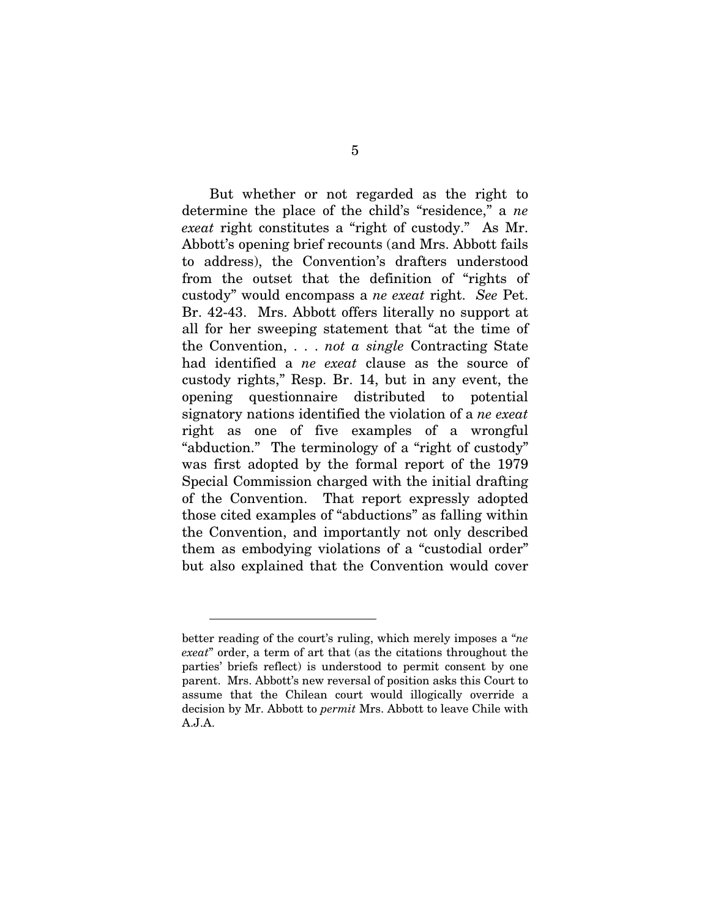But whether or not regarded as the right to determine the place of the child's "residence," a *ne exeat* right constitutes a "right of custody." As Mr. Abbott's opening brief recounts (and Mrs. Abbott fails to address), the Convention's drafters understood from the outset that the definition of "rights of custody" would encompass a *ne exeat* right. *See* Pet. Br. 42-43. Mrs. Abbott offers literally no support at all for her sweeping statement that "at the time of the Convention, . . . *not a single* Contracting State had identified a *ne exeat* clause as the source of custody rights," Resp. Br. 14, but in any event, the opening questionnaire distributed to potential signatory nations identified the violation of a *ne exeat* right as one of five examples of a wrongful "abduction." The terminology of a "right of custody" was first adopted by the formal report of the 1979 Special Commission charged with the initial drafting of the Convention. That report expressly adopted those cited examples of "abductions" as falling within the Convention, and importantly not only described them as embodying violations of a "custodial order" but also explained that the Convention would cover

---

better reading of the court's ruling, which merely imposes a "*ne exeat*" order, a term of art that (as the citations throughout the parties' briefs reflect) is understood to permit consent by one parent. Mrs. Abbott's new reversal of position asks this Court to assume that the Chilean court would illogically override a decision by Mr. Abbott to *permit* Mrs. Abbott to leave Chile with A.J.A.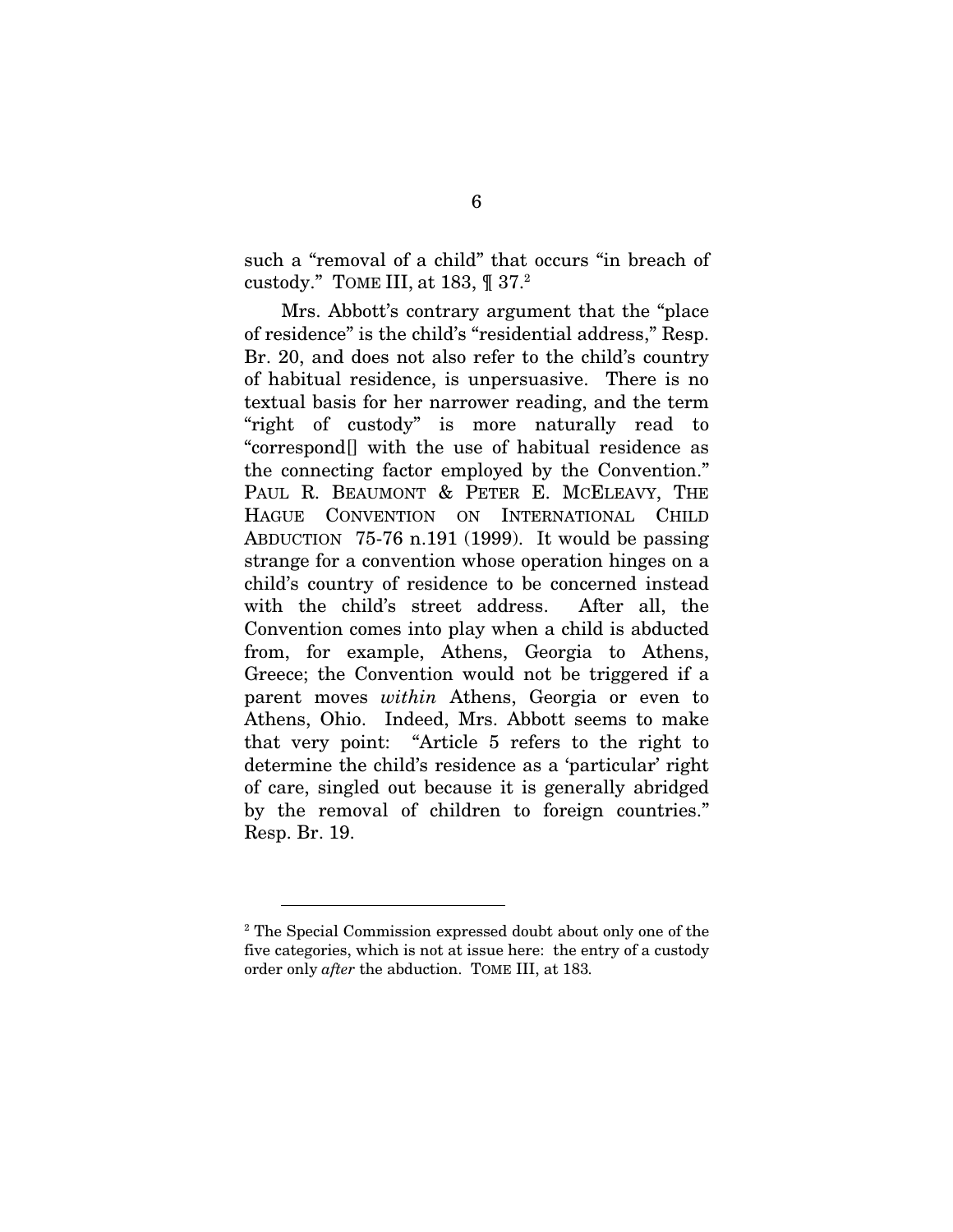such a "removal of a child" that occurs "in breach of custody." TOME III, at 183, ¶ 37.[2]

Mrs. Abbott's contrary argument that the "place of residence" is the child's "residential address," Resp. Br. 20, and does not also refer to the child's country of habitual residence, is unpersuasive. There is no textual basis for her narrower reading, and the term "right of custody" is more naturally read to "correspond[] with the use of habitual residence as the connecting factor employed by the Convention." PAUL R. BEAUMONT & PETER E. MCELEAVY, THE HAGUE CONVENTION ON INTERNATIONAL CHILD ABDUCTION 75-76 n.191 (1999). It would be passing strange for a convention whose operation hinges on a child's country of residence to be concerned instead with the child's street address. After all, the Convention comes into play when a child is abducted from, for example, Athens, Georgia to Athens, Greece; the Convention would not be triggered if a parent moves *within* Athens, Georgia or even to Athens, Ohio. Indeed, Mrs. Abbott seems to make that very point: "Article 5 refers to the right to determine the child's residence as a 'particular' right of care, singled out because it is generally abridged by the removal of children to foreign countries." Resp. Br. 19.

---

[2] The Special Commission expressed doubt about only one of the five categories, which is not at issue here: the entry of a custody order only *after* the abduction. TOME III, at 183.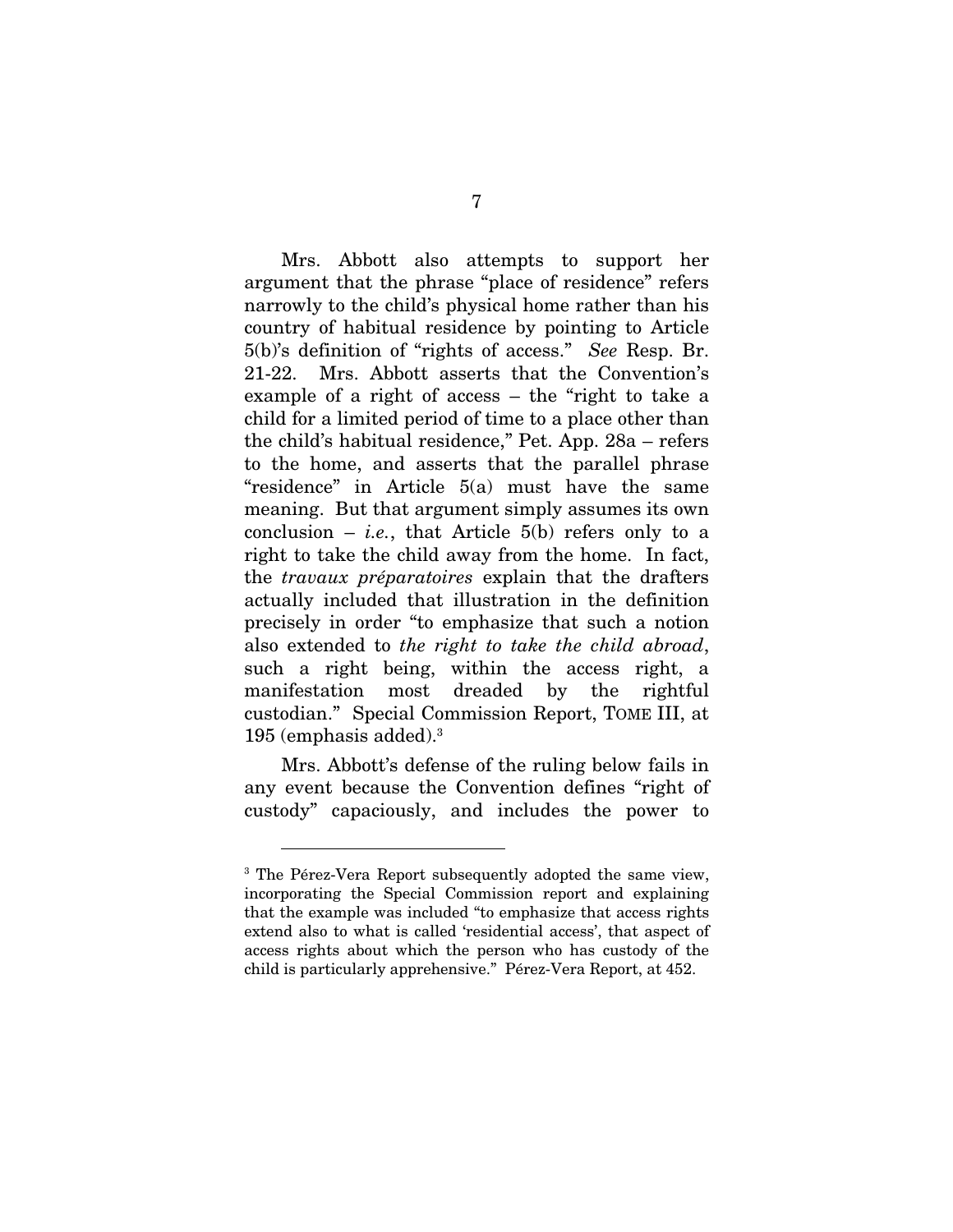Mrs. Abbott also attempts to support her argument that the phrase "place of residence" refers narrowly to the child's physical home rather than his country of habitual residence by pointing to Article 5(b)'s definition of "rights of access." *See* Resp. Br. 21-22. Mrs. Abbott asserts that the Convention's example of a right of access – the "right to take a child for a limited period of time to a place other than the child's habitual residence," Pet. App. 28a – refers to the home, and asserts that the parallel phrase "residence" in Article 5(a) must have the same meaning. But that argument simply assumes its own conclusion – *i.e.*, that Article 5(b) refers only to a right to take the child away from the home. In fact, the *travaux préparatoires* explain that the drafters actually included that illustration in the definition precisely in order "to emphasize that such a notion also extended to *the right to take the child abroad*, such a right being, within the access right, a manifestation most dreaded by the rightful custodian." Special Commission Report, TOME III, at 195 (emphasis added).[3]

Mrs. Abbott's defense of the ruling below fails in any event because the Convention defines "right of custody" capaciously, and includes the power to

---

[3] The Pérez-Vera Report subsequently adopted the same view, incorporating the Special Commission report and explaining that the example was included "to emphasize that access rights extend also to what is called 'residential access', that aspect of access rights about which the person who has custody of the child is particularly apprehensive." Pérez-Vera Report, at 452.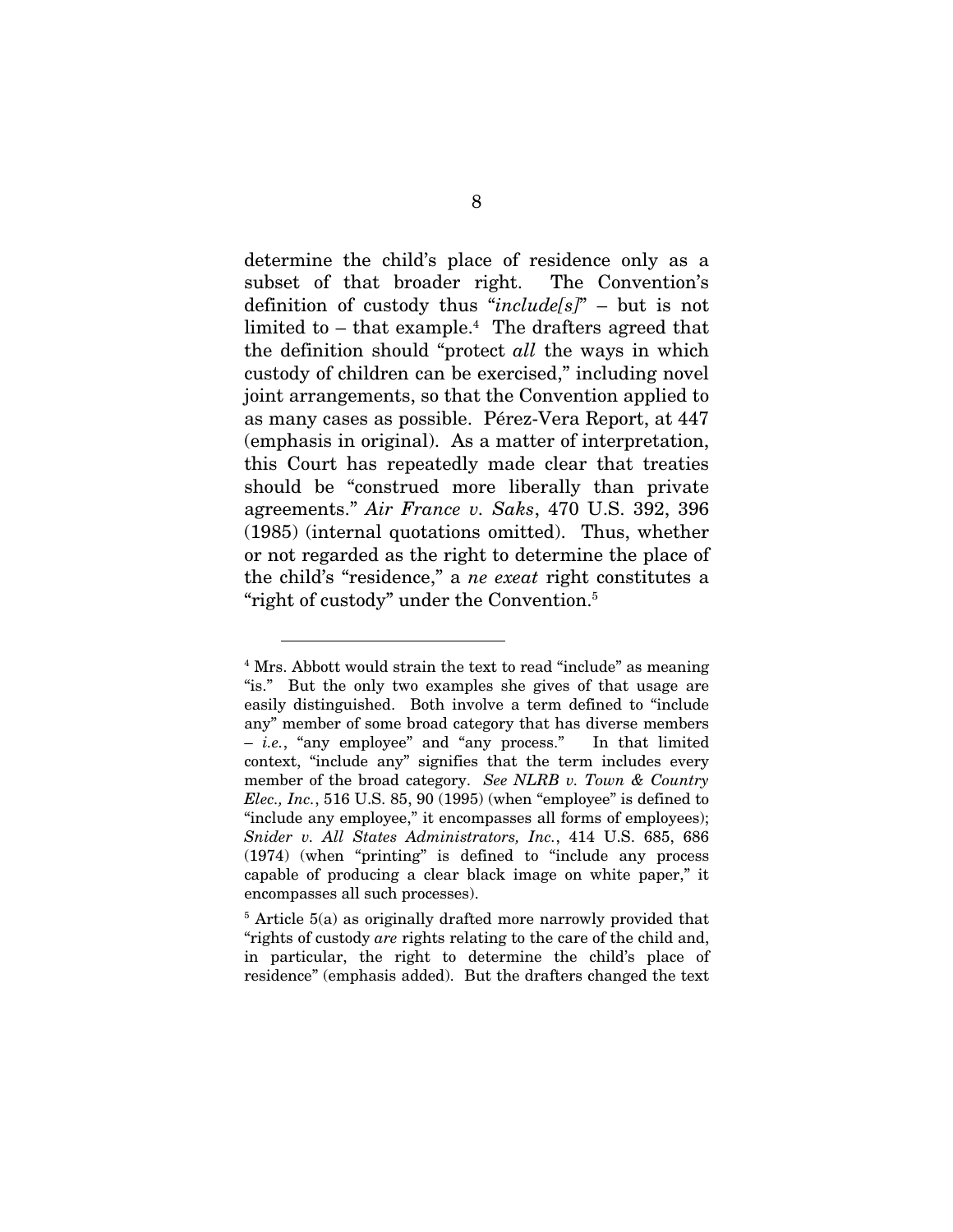determine the child's place of residence only as a subset of that broader right. The Convention's definition of custody thus "*include[s]*" – but is not limited to – that example.[4] The drafters agreed that the definition should "protect *all* the ways in which custody of children can be exercised," including novel joint arrangements, so that the Convention applied to as many cases as possible. Pérez-Vera Report, at 447 (emphasis in original). As a matter of interpretation, this Court has repeatedly made clear that treaties should be "construed more liberally than private agreements." *Air France v. Saks*, 470 U.S. 392, 396 (1985) (internal quotations omitted). Thus, whether or not regarded as the right to determine the place of the child's "residence," a *ne exeat* right constitutes a "right of custody" under the Convention.[5]

---

[4] Mrs. Abbott would strain the text to read "include" as meaning "is." But the only two examples she gives of that usage are easily distinguished. Both involve a term defined to "include any" member of some broad category that has diverse members – *i.e.*, "any employee" and "any process." In that limited context, "include any" signifies that the term includes every member of the broad category. *See NLRB v. Town & Country Elec., Inc.*, 516 U.S. 85, 90 (1995) (when "employee" is defined to "include any employee," it encompasses all forms of employees); *Snider v. All States Administrators, Inc.*, 414 U.S. 685, 686 (1974) (when "printing" is defined to "include any process capable of producing a clear black image on white paper," it encompasses all such processes).

[5] Article 5(a) as originally drafted more narrowly provided that "rights of custody *are* rights relating to the care of the child and, in particular, the right to determine the child's place of residence" (emphasis added). But the drafters changed the text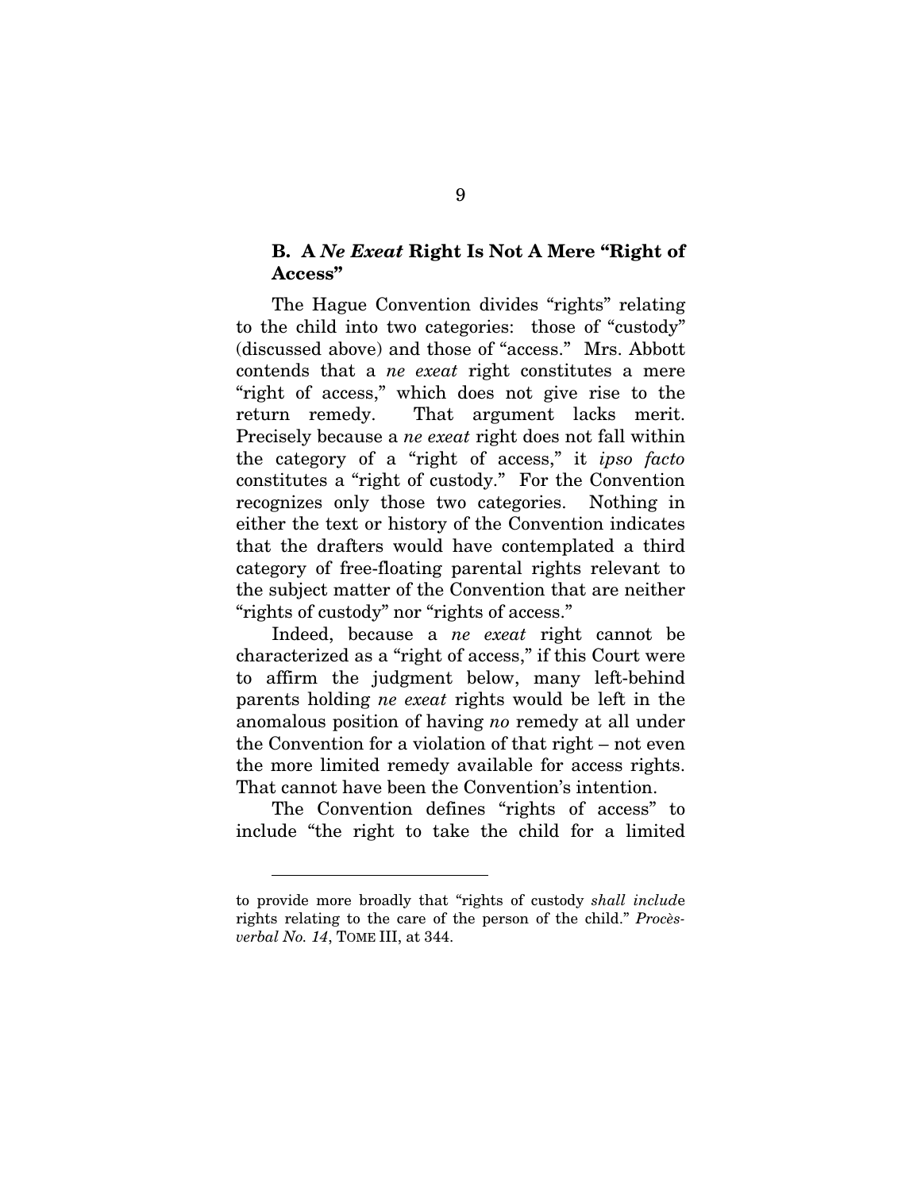### B. A *Ne Exeat* Right Is Not A Mere "Right of Access"

The Hague Convention divides "rights" relating to the child into two categories: those of "custody" (discussed above) and those of "access." Mrs. Abbott contends that a *ne exeat* right constitutes a mere "right of access," which does not give rise to the return remedy. That argument lacks merit. Precisely because a *ne exeat* right does not fall within the category of a "right of access," it *ipso facto* constitutes a "right of custody." For the Convention recognizes only those two categories. Nothing in either the text or history of the Convention indicates that the drafters would have contemplated a third category of free-floating parental rights relevant to the subject matter of the Convention that are neither "rights of custody" nor "rights of access."

Indeed, because a *ne exeat* right cannot be characterized as a "right of access," if this Court were to affirm the judgment below, many left-behind parents holding *ne exeat* rights would be left in the anomalous position of having *no* remedy at all under the Convention for a violation of that right – not even the more limited remedy available for access rights. That cannot have been the Convention's intention.

The Convention defines "rights of access" to include "the right to take the child for a limited

---

to provide more broadly that "rights of custody *shall include* rights relating to the care of the person of the child." *Procès-verbal No. 14*, TOME III, at 344.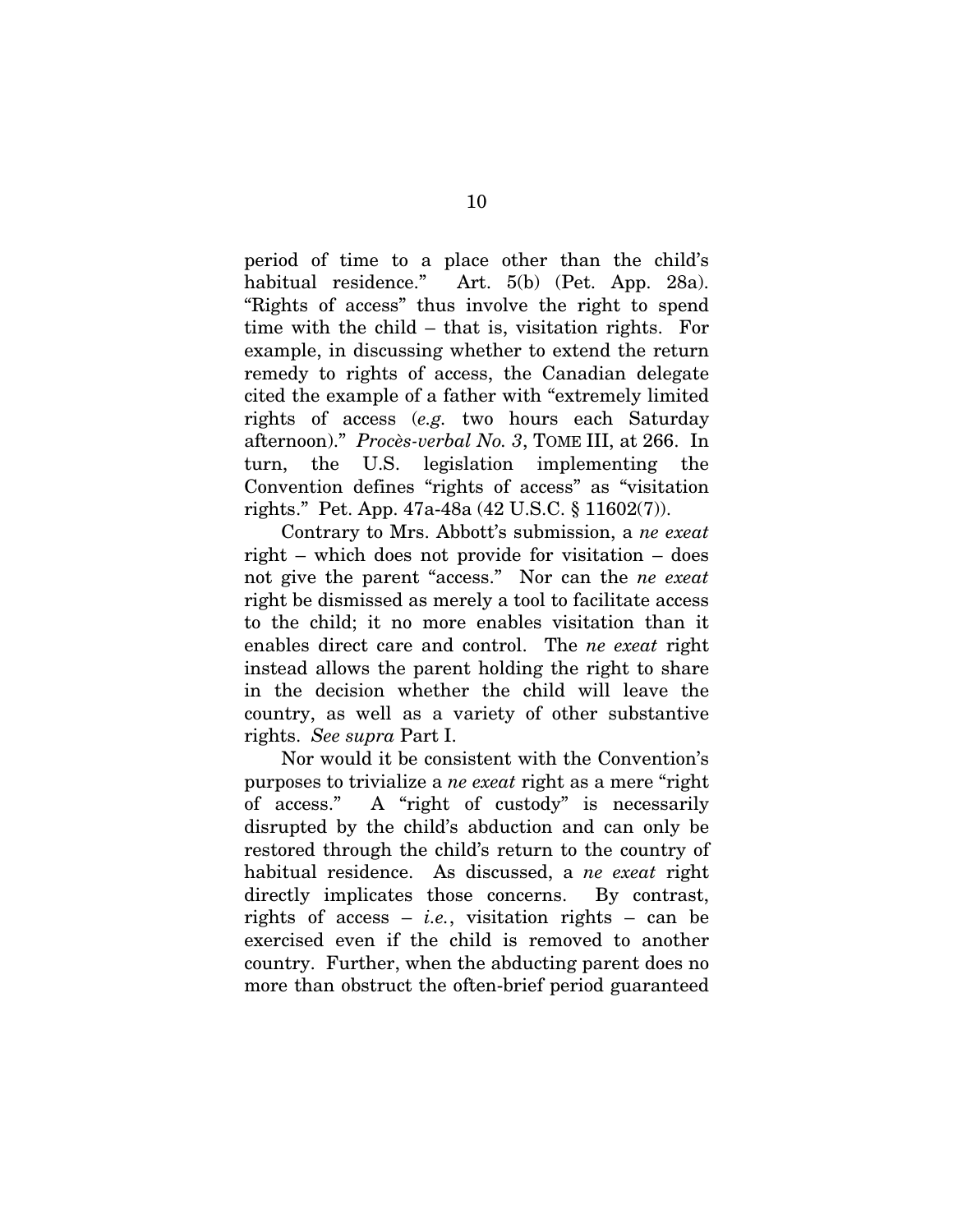period of time to a place other than the child's habitual residence." Art. 5(b) (Pet. App. 28a). "Rights of access" thus involve the right to spend time with the child – that is, visitation rights. For example, in discussing whether to extend the return remedy to rights of access, the Canadian delegate cited the example of a father with "extremely limited rights of access (*e.g.* two hours each Saturday afternoon)." *Procès-verbal No. 3*, TOME III, at 266. In turn, the U.S. legislation implementing the Convention defines "rights of access" as "visitation rights." Pet. App. 47a-48a (42 U.S.C. § 11602(7)).

Contrary to Mrs. Abbott's submission, a *ne exeat* right – which does not provide for visitation – does not give the parent "access." Nor can the *ne exeat* right be dismissed as merely a tool to facilitate access to the child; it no more enables visitation than it enables direct care and control. The *ne exeat* right instead allows the parent holding the right to share in the decision whether the child will leave the country, as well as a variety of other substantive rights. *See supra* Part I.

Nor would it be consistent with the Convention's purposes to trivialize a *ne exeat* right as a mere "right of access." A "right of custody" is necessarily disrupted by the child's abduction and can only be restored through the child's return to the country of habitual residence. As discussed, a *ne exeat* right directly implicates those concerns. By contrast, rights of access – *i.e.*, visitation rights – can be exercised even if the child is removed to another country. Further, when the abducting parent does no more than obstruct the often-brief period guaranteed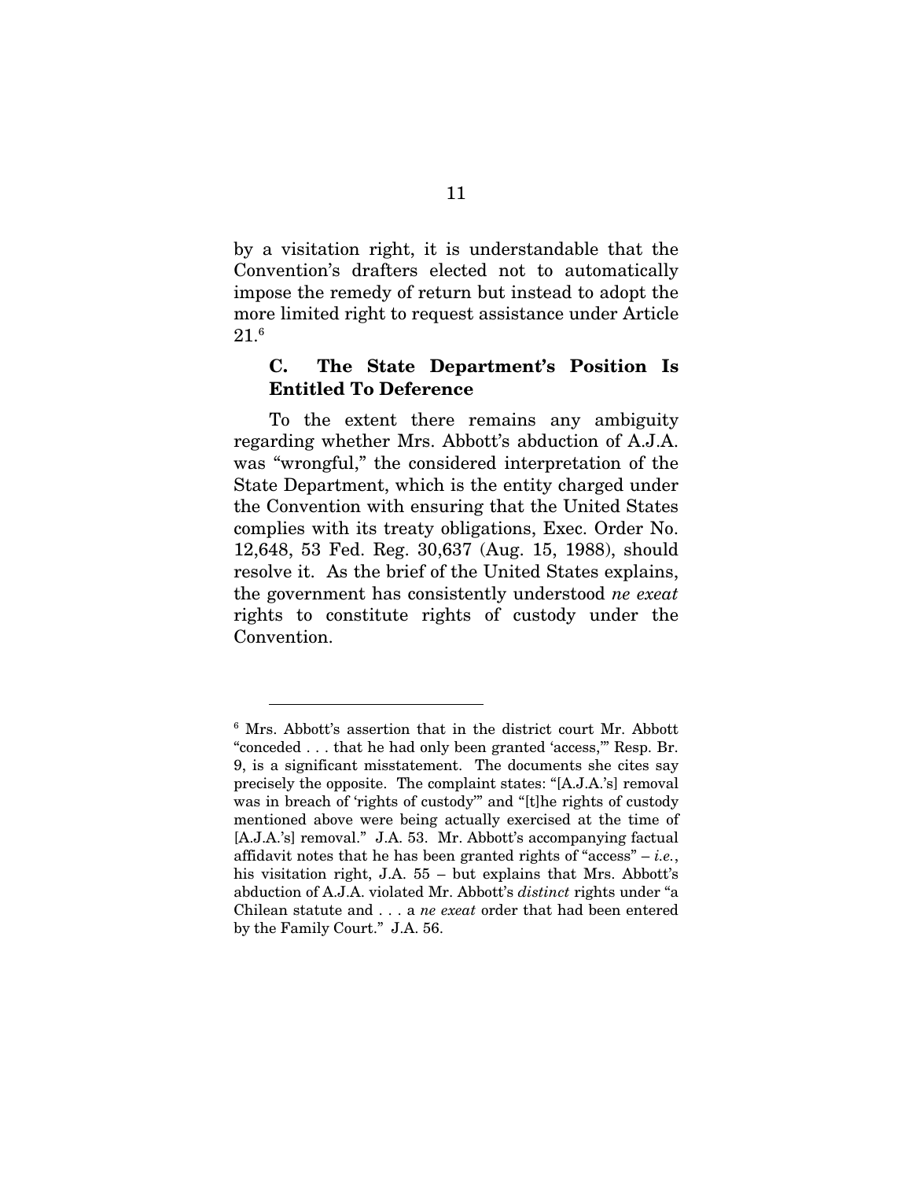by a visitation right, it is understandable that the Convention's drafters elected not to automatically impose the remedy of return but instead to adopt the more limited right to request assistance under Article 21.[6]

### C. The State Department's Position Is Entitled To Deference

To the extent there remains any ambiguity regarding whether Mrs. Abbott's abduction of A.J.A. was "wrongful," the considered interpretation of the State Department, which is the entity charged under the Convention with ensuring that the United States complies with its treaty obligations, Exec. Order No. 12,648, 53 Fed. Reg. 30,637 (Aug. 15, 1988), should resolve it. As the brief of the United States explains, the government has consistently understood *ne exeat* rights to constitute rights of custody under the Convention.

---

[6] Mrs. Abbott's assertion that in the district court Mr. Abbott "conceded . . . that he had only been granted 'access,'" Resp. Br. 9, is a significant misstatement. The documents she cites say precisely the opposite. The complaint states: "[A.J.A.'s] removal was in breach of 'rights of custody'" and "[t]he rights of custody mentioned above were being actually exercised at the time of [A.J.A.'s] removal." J.A. 53. Mr. Abbott's accompanying factual affidavit notes that he has been granted rights of "access" – *i.e.*, his visitation right, J.A. 55 – but explains that Mrs. Abbott's abduction of A.J.A. violated Mr. Abbott's *distinct* rights under "a Chilean statute and . . . a *ne exeat* order that had been entered by the Family Court." J.A. 56.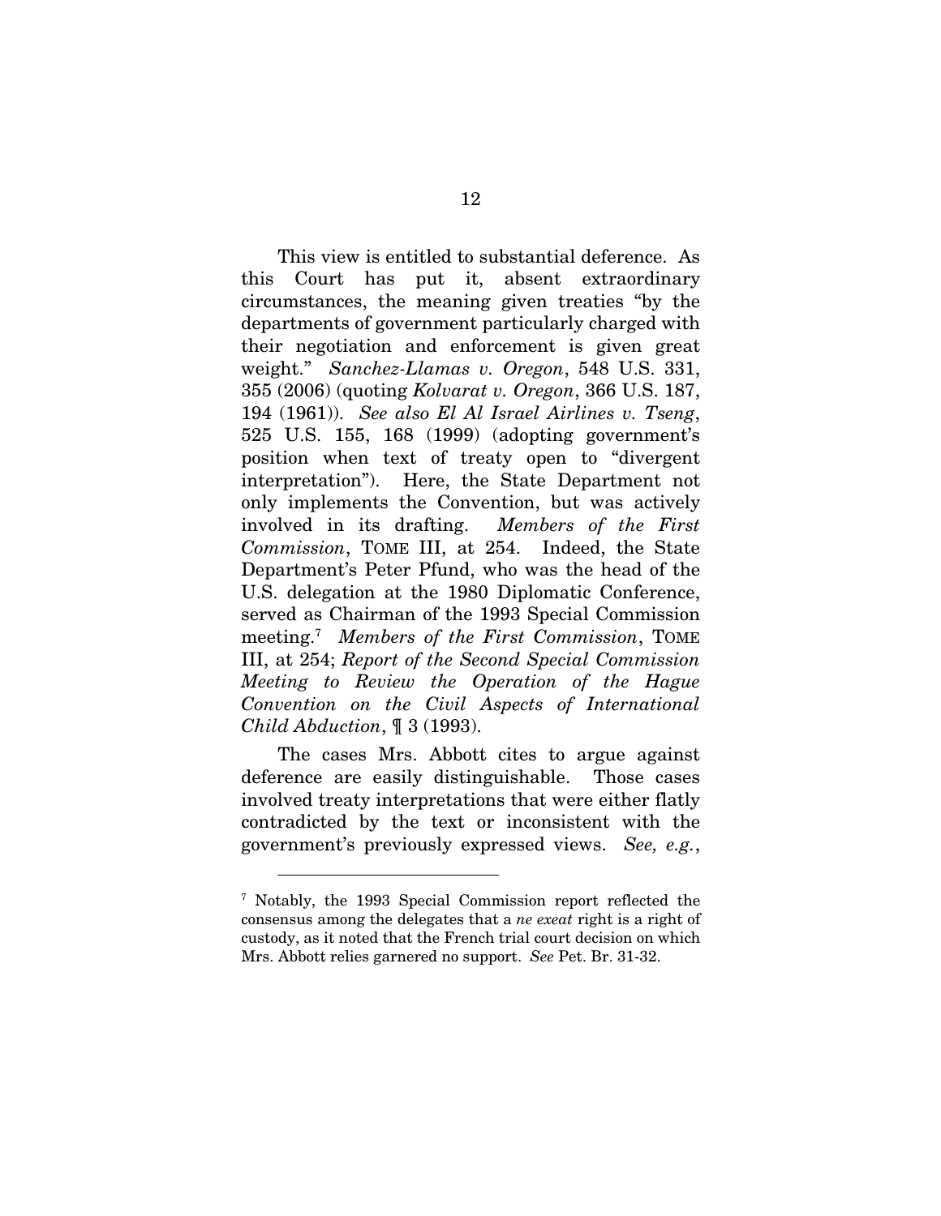This view is entitled to substantial deference. As this Court has put it, absent extraordinary circumstances, the meaning given treaties "by the departments of government particularly charged with their negotiation and enforcement is given great weight." *Sanchez-Llamas v. Oregon*, 548 U.S. 331, 355 (2006) (quoting *Kolvarat v. Oregon*, 366 U.S. 187, 194 (1961)). *See also El Al Israel Airlines v. Tseng*, 525 U.S. 155, 168 (1999) (adopting government's position when text of treaty open to "divergent interpretation"). Here, the State Department not only implements the Convention, but was actively involved in its drafting. *Members of the First Commission*, TOME III, at 254. Indeed, the State Department's Peter Pfund, who was the head of the U.S. delegation at the 1980 Diplomatic Conference, served as Chairman of the 1993 Special Commission meeting.[7] *Members of the First Commission*, TOME III, at 254; *Report of the Second Special Commission Meeting to Review the Operation of the Hague Convention on the Civil Aspects of International Child Abduction*, ¶ 3 (1993).

The cases Mrs. Abbott cites to argue against deference are easily distinguishable. Those cases involved treaty interpretations that were either flatly contradicted by the text or inconsistent with the government's previously expressed views. *See, e.g.*,

---

[7] Notably, the 1993 Special Commission report reflected the consensus among the delegates that a *ne exeat* right is a right of custody, as it noted that the French trial court decision on which Mrs. Abbott relies garnered no support. *See* Pet. Br. 31-32.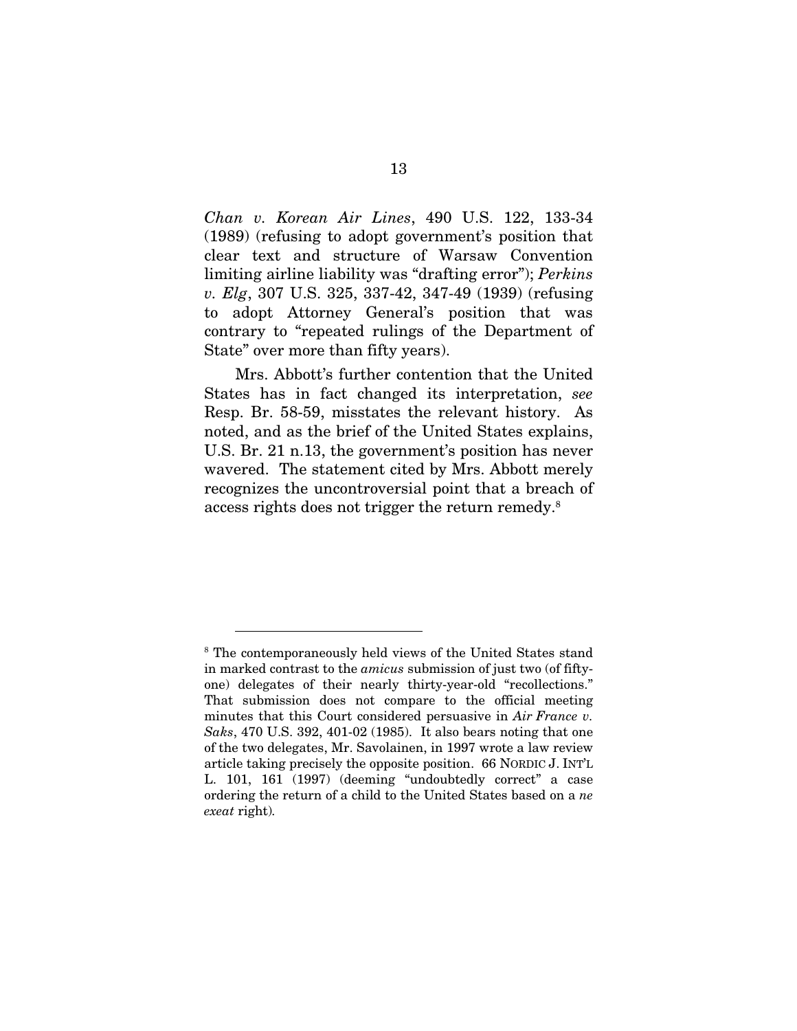*Chan v. Korean Air Lines*, 490 U.S. 122, 133-34 (1989) (refusing to adopt government's position that clear text and structure of Warsaw Convention limiting airline liability was "drafting error"); *Perkins v. Elg*, 307 U.S. 325, 337-42, 347-49 (1939) (refusing to adopt Attorney General's position that was contrary to "repeated rulings of the Department of State" over more than fifty years).

Mrs. Abbott's further contention that the United States has in fact changed its interpretation, *see* Resp. Br. 58-59, misstates the relevant history. As noted, and as the brief of the United States explains, U.S. Br. 21 n.13, the government's position has never wavered. The statement cited by Mrs. Abbott merely recognizes the uncontroversial point that a breach of access rights does not trigger the return remedy.[8]

---

[8] The contemporaneously held views of the United States stand in marked contrast to the *amicus* submission of just two (of fifty-one) delegates of their nearly thirty-year-old "recollections." That submission does not compare to the official meeting minutes that this Court considered persuasive in *Air France v. Saks*, 470 U.S. 392, 401-02 (1985). It also bears noting that one of the two delegates, Mr. Savolainen, in 1997 wrote a law review article taking precisely the opposite position. 66 NORDIC J. INT'L L. 101, 161 (1997) (deeming "undoubtedly correct" a case ordering the return of a child to the United States based on a *ne exeat* right).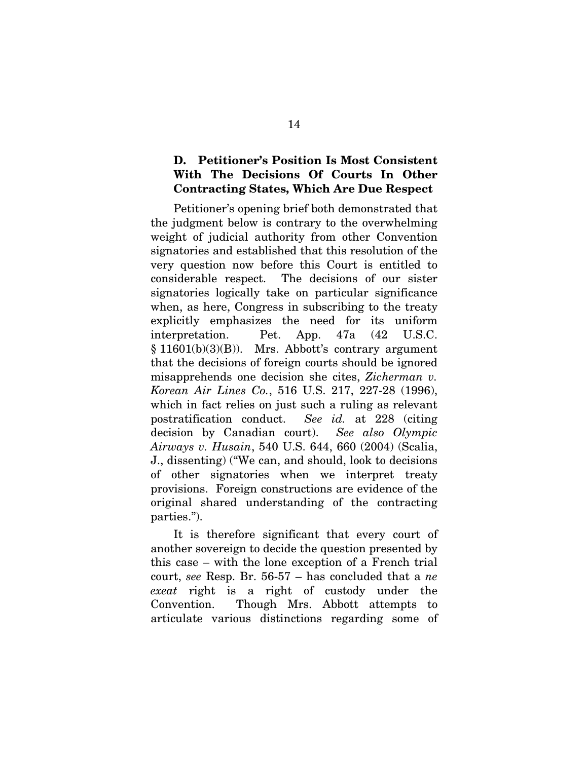### D. Petitioner's Position Is Most Consistent With The Decisions Of Courts In Other Contracting States, Which Are Due Respect

Petitioner's opening brief both demonstrated that the judgment below is contrary to the overwhelming weight of judicial authority from other Convention signatories and established that this resolution of the very question now before this Court is entitled to considerable respect. The decisions of our sister signatories logically take on particular significance when, as here, Congress in subscribing to the treaty explicitly emphasizes the need for its uniform interpretation. Pet. App. 47a (42 U.S.C. § 11601(b)(3)(B)). Mrs. Abbott's contrary argument that the decisions of foreign courts should be ignored misapprehends one decision she cites, *Zicherman v. Korean Air Lines Co.*, 516 U.S. 217, 227-28 (1996), which in fact relies on just such a ruling as relevant postratification conduct. *See id.* at 228 (citing decision by Canadian court). *See also Olympic Airways v. Husain*, 540 U.S. 644, 660 (2004) (Scalia, J., dissenting) ("We can, and should, look to decisions of other signatories when we interpret treaty provisions. Foreign constructions are evidence of the original shared understanding of the contracting parties.").

It is therefore significant that every court of another sovereign to decide the question presented by this case – with the lone exception of a French trial court, *see* Resp. Br. 56-57 – has concluded that a *ne exeat* right is a right of custody under the Convention. Though Mrs. Abbott attempts to articulate various distinctions regarding some of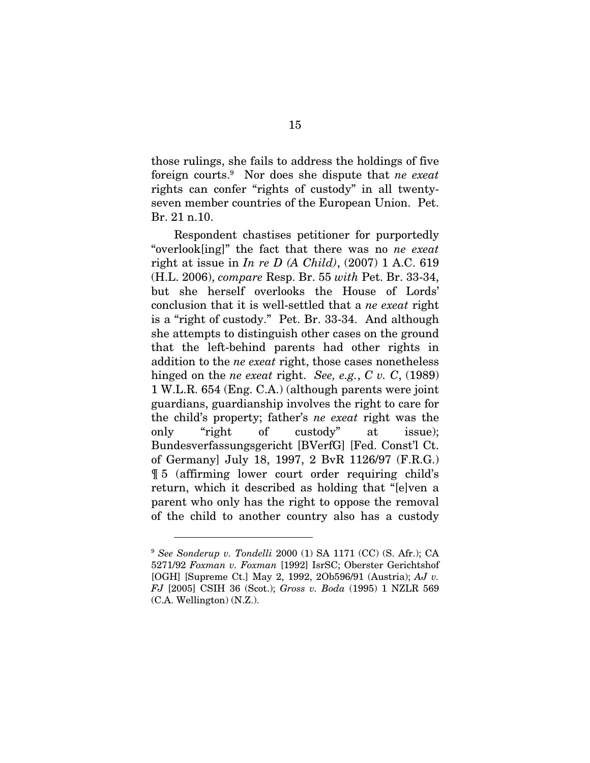those rulings, she fails to address the holdings of five foreign courts.[9] Nor does she dispute that *ne exeat* rights can confer "rights of custody" in all twenty-seven member countries of the European Union. Pet. Br. 21 n.10.

Respondent chastises petitioner for purportedly "overlook[ing]" the fact that there was no *ne exeat* right at issue in *In re D (A Child)*, (2007) 1 A.C. 619 (H.L. 2006), *compare* Resp. Br. 55 *with* Pet. Br. 33-34, but she herself overlooks the House of Lords' conclusion that it is well-settled that a *ne exeat* right is a "right of custody." Pet. Br. 33-34. And although she attempts to distinguish other cases on the ground that the left-behind parents had other rights in addition to the *ne exeat* right, those cases nonetheless hinged on the *ne exeat* right. *See, e.g.*, *C v. C*, (1989) 1 W.L.R. 654 (Eng. C.A.) (although parents were joint guardians, guardianship involves the right to care for the child's property; father's *ne exeat* right was the only "right of custody" at issue); Bundesverfassungsgericht [BVerfG] [Fed. Const'l Ct. of Germany] July 18, 1997, 2 BvR 1126/97 (F.R.G.) ¶ 5 (affirming lower court order requiring child's return, which it described as holding that "[e]ven a parent who only has the right to oppose the removal of the child to another country also has a custody

[9] *See Sonderup v. Tondelli* 2000 (1) SA 1171 (CC) (S. Afr.); CA 5271/92 *Foxman v. Foxman* [1992] IsrSC; Oberster Gerichtshof [OGH] [Supreme Ct.] May 2, 1992, 2Ob596/91 (Austria); *AJ v. FJ* [2005] CSIH 36 (Scot.); *Gross v. Boda* (1995) 1 NZLR 569 (C.A. Wellington) (N.Z.).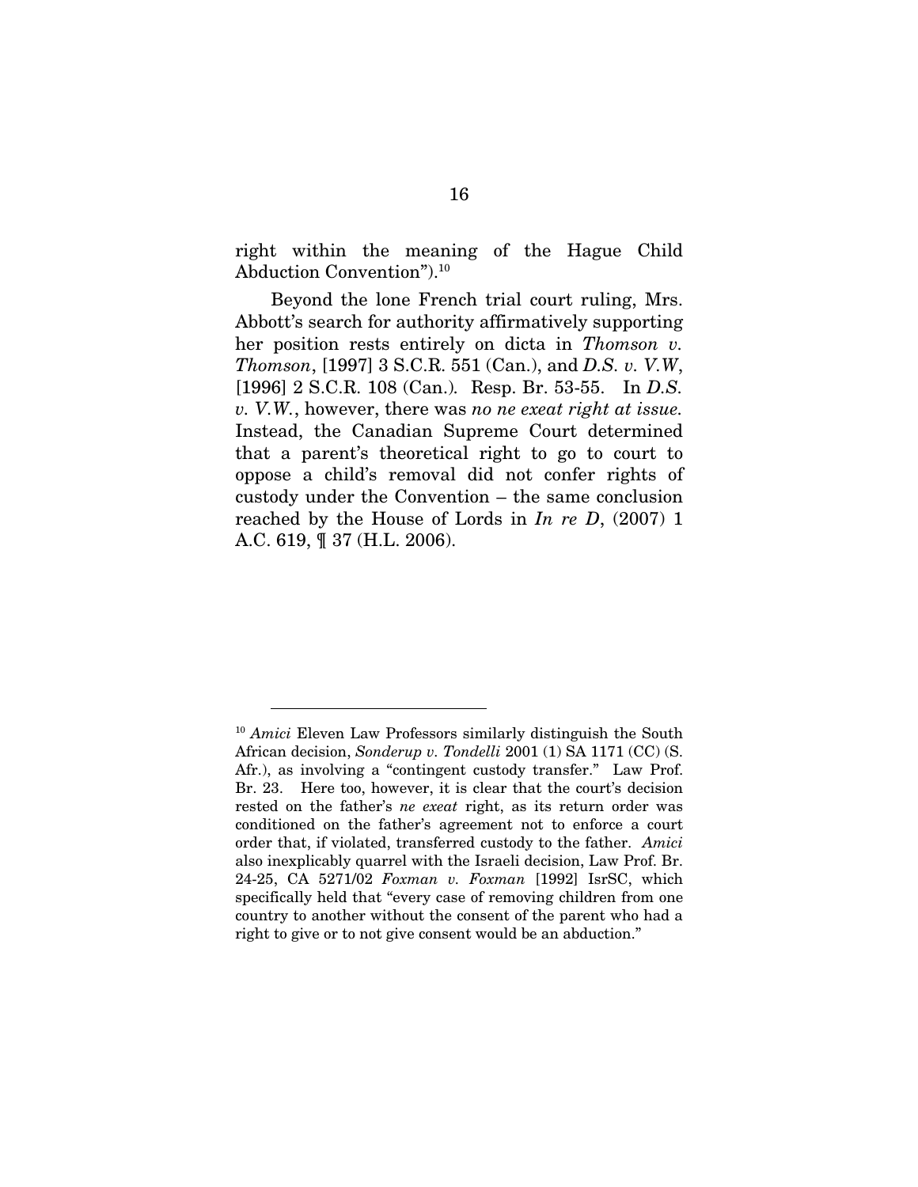right within the meaning of the Hague Child Abduction Convention").[10]

Beyond the lone French trial court ruling, Mrs. Abbott's search for authority affirmatively supporting her position rests entirely on dicta in *Thomson v. Thomson*, [1997] 3 S.C.R. 551 (Can.), and *D.S. v. V.W*, [1996] 2 S.C.R. 108 (Can.). Resp. Br. 53-55. In *D.S. v. V.W.*, however, there was *no ne exeat right at issue.* Instead, the Canadian Supreme Court determined that a parent's theoretical right to go to court to oppose a child's removal did not confer rights of custody under the Convention – the same conclusion reached by the House of Lords in *In re D*, (2007) 1 A.C. 619, ¶ 37 (H.L. 2006).

---

[10] *Amici* Eleven Law Professors similarly distinguish the South African decision, *Sonderup v. Tondelli* 2001 (1) SA 1171 (CC) (S. Afr.), as involving a "contingent custody transfer." Law Prof. Br. 23. Here too, however, it is clear that the court's decision rested on the father's *ne exeat* right, as its return order was conditioned on the father's agreement not to enforce a court order that, if violated, transferred custody to the father. *Amici* also inexplicably quarrel with the Israeli decision, Law Prof. Br. 24-25, CA 5271/02 *Foxman v. Foxman* [1992] IsrSC, which specifically held that "every case of removing children from one country to another without the consent of the parent who had a right to give or to not give consent would be an abduction."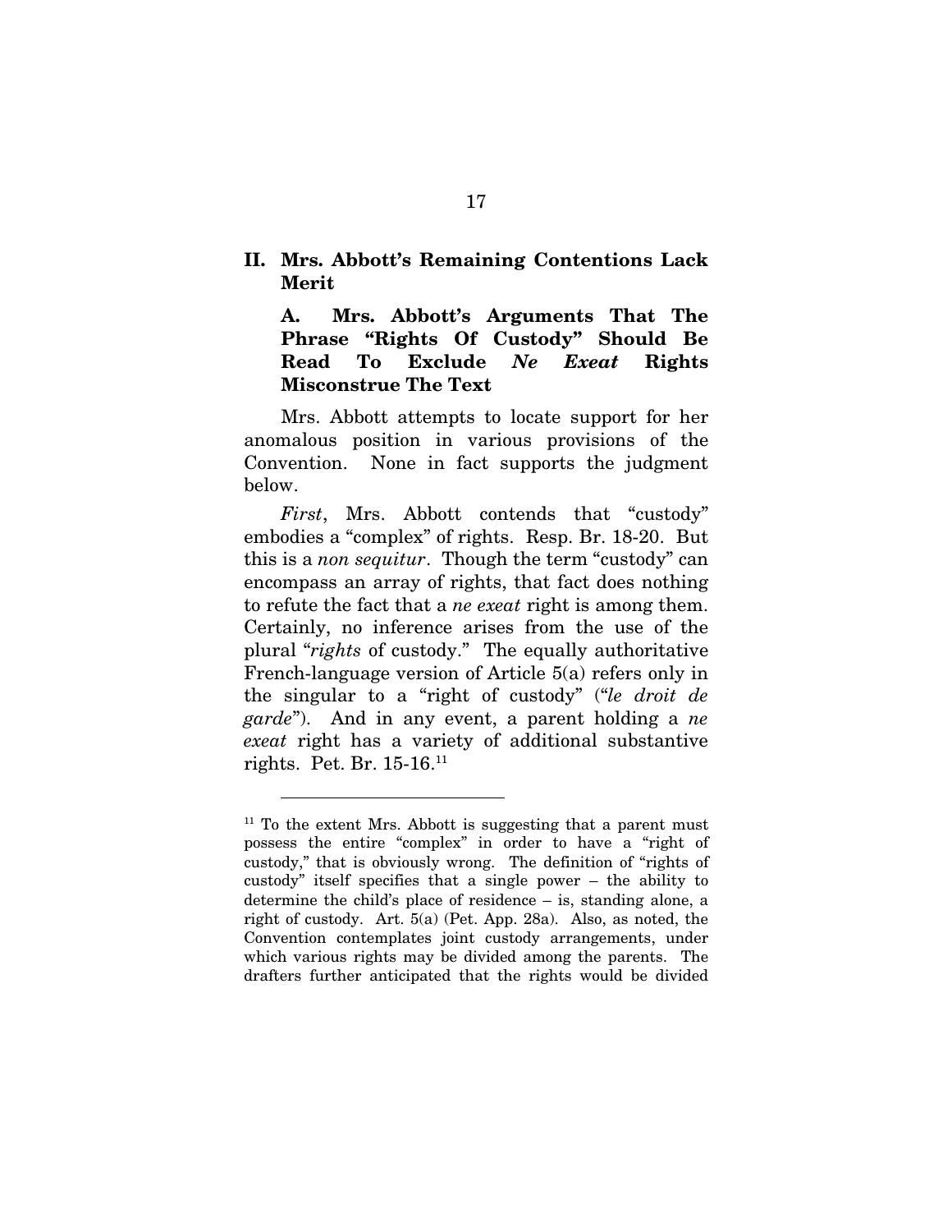## II. Mrs. Abbott's Remaining Contentions Lack Merit

### A. Mrs. Abbott's Arguments That The Phrase "Rights Of Custody" Should Be Read To Exclude *Ne Exeat* Rights Misconstrue The Text

Mrs. Abbott attempts to locate support for her anomalous position in various provisions of the Convention. None in fact supports the judgment below.

*First*, Mrs. Abbott contends that "custody" embodies a "complex" of rights. Resp. Br. 18-20. But this is a *non sequitur*. Though the term "custody" can encompass an array of rights, that fact does nothing to refute the fact that a *ne exeat* right is among them. Certainly, no inference arises from the use of the plural "*rights* of custody." The equally authoritative French-language version of Article 5(a) refers only in the singular to a "right of custody" ("*le droit de garde*"). And in any event, a parent holding a *ne exeat* right has a variety of additional substantive rights. Pet. Br. 15-16.[11]

---

[11] To the extent Mrs. Abbott is suggesting that a parent must possess the entire "complex" in order to have a "right of custody," that is obviously wrong. The definition of "rights of custody" itself specifies that a single power – the ability to determine the child's place of residence – is, standing alone, a right of custody. Art. 5(a) (Pet. App. 28a). Also, as noted, the Convention contemplates joint custody arrangements, under which various rights may be divided among the parents. The drafters further anticipated that the rights would be divided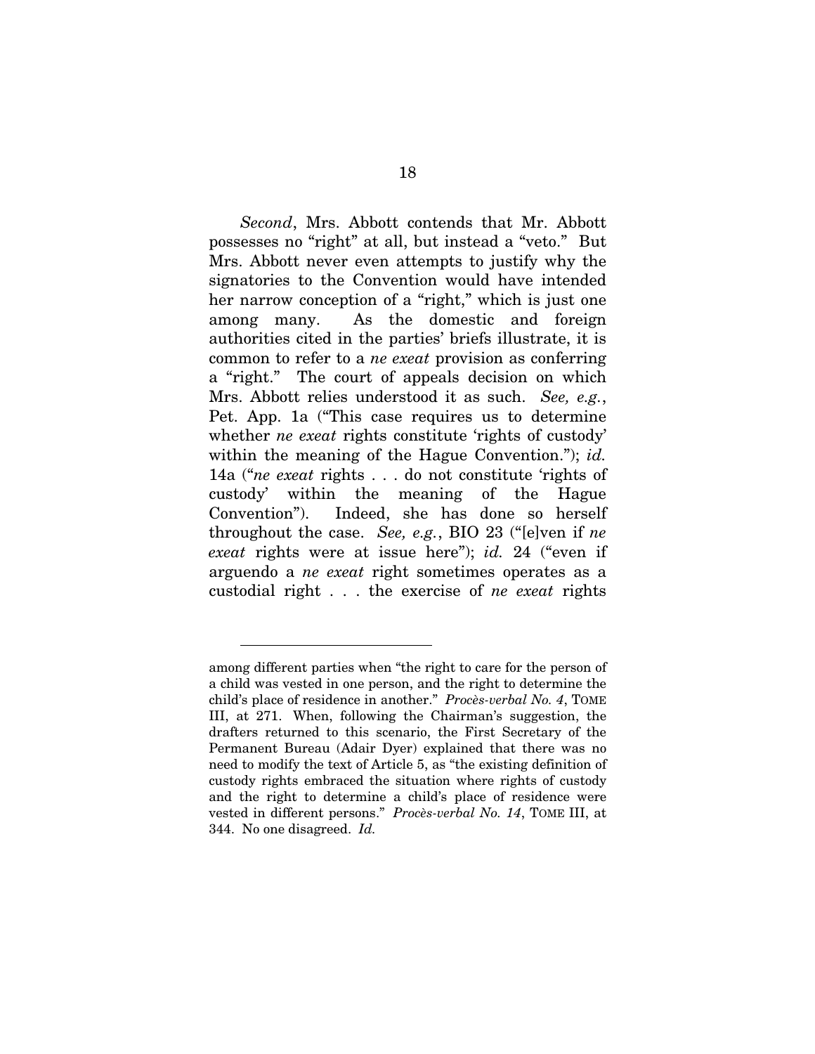*Second*, Mrs. Abbott contends that Mr. Abbott possesses no "right" at all, but instead a "veto." But Mrs. Abbott never even attempts to justify why the signatories to the Convention would have intended her narrow conception of a "right," which is just one among many. As the domestic and foreign authorities cited in the parties' briefs illustrate, it is common to refer to a *ne exeat* provision as conferring a "right." The court of appeals decision on which Mrs. Abbott relies understood it as such. *See, e.g.*, Pet. App. 1a ("This case requires us to determine whether *ne exeat* rights constitute 'rights of custody' within the meaning of the Hague Convention."); *id.* 14a ("*ne exeat* rights . . . do not constitute 'rights of custody' within the meaning of the Hague Convention"). Indeed, she has done so herself throughout the case. *See, e.g.*, BIO 23 ("[e]ven if *ne exeat* rights were at issue here"); *id.* 24 ("even if arguendo a *ne exeat* right sometimes operates as a custodial right . . . the exercise of *ne exeat* rights

---

among different parties when "the right to care for the person of a child was vested in one person, and the right to determine the child's place of residence in another." *Procès-verbal No. 4*, TOME III, at 271. When, following the Chairman's suggestion, the drafters returned to this scenario, the First Secretary of the Permanent Bureau (Adair Dyer) explained that there was no need to modify the text of Article 5, as "the existing definition of custody rights embraced the situation where rights of custody and the right to determine a child's place of residence were vested in different persons." *Procès-verbal No. 14*, TOME III, at 344. No one disagreed. *Id.*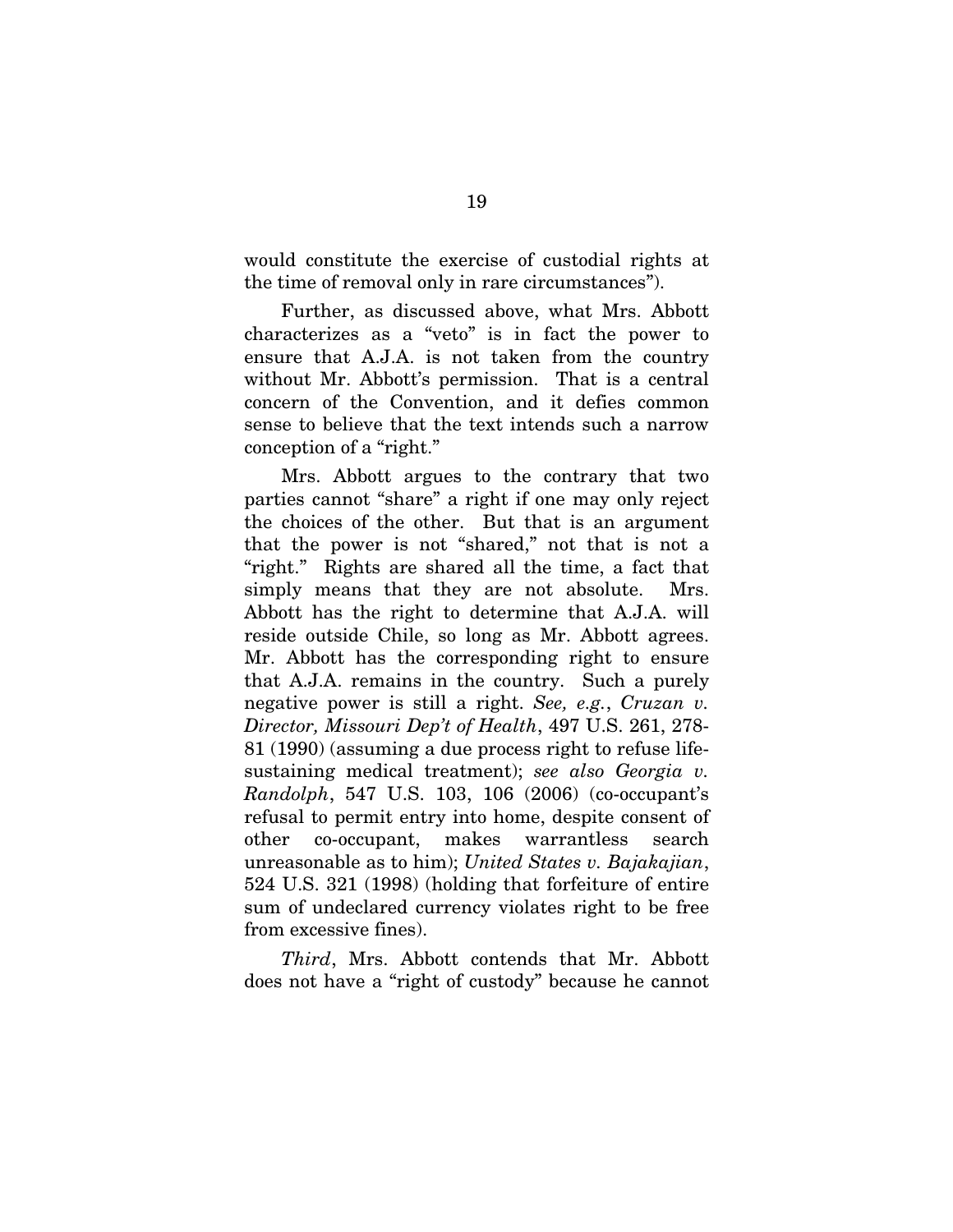would constitute the exercise of custodial rights at the time of removal only in rare circumstances").

Further, as discussed above, what Mrs. Abbott characterizes as a "veto" is in fact the power to ensure that A.J.A. is not taken from the country without Mr. Abbott's permission. That is a central concern of the Convention, and it defies common sense to believe that the text intends such a narrow conception of a "right."

Mrs. Abbott argues to the contrary that two parties cannot "share" a right if one may only reject the choices of the other. But that is an argument that the power is not "shared," not that is not a "right." Rights are shared all the time, a fact that simply means that they are not absolute. Mrs. Abbott has the right to determine that A.J.A. will reside outside Chile, so long as Mr. Abbott agrees. Mr. Abbott has the corresponding right to ensure that A.J.A. remains in the country. Such a purely negative power is still a right. *See, e.g.*, *Cruzan v. Director, Missouri Dep't of Health*, 497 U.S. 261, 278-81 (1990) (assuming a due process right to refuse life-sustaining medical treatment); *see also Georgia v. Randolph*, 547 U.S. 103, 106 (2006) (co-occupant's refusal to permit entry into home, despite consent of other co-occupant, makes warrantless search unreasonable as to him); *United States v. Bajakajian*, 524 U.S. 321 (1998) (holding that forfeiture of entire sum of undeclared currency violates right to be free from excessive fines).

*Third*, Mrs. Abbott contends that Mr. Abbott does not have a "right of custody" because he cannot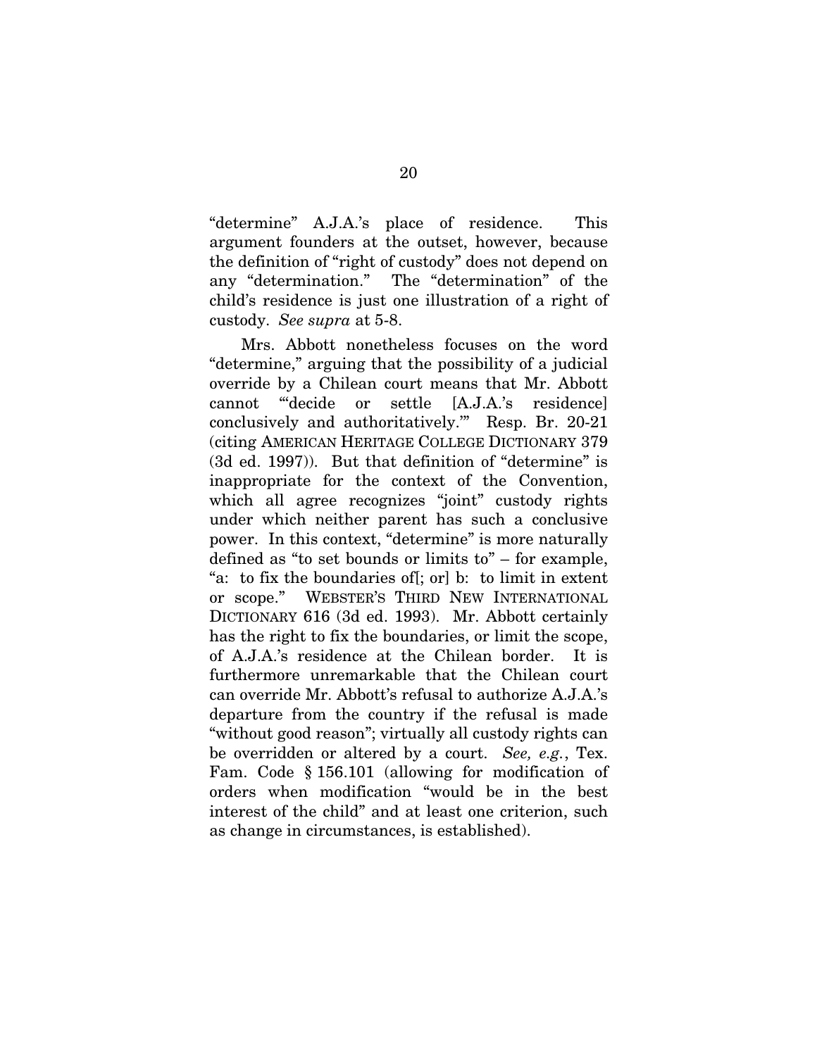"determine" A.J.A.'s place of residence. This argument founders at the outset, however, because the definition of "right of custody" does not depend on any "determination." The "determination" of the child's residence is just one illustration of a right of custody. *See supra* at 5-8.

Mrs. Abbott nonetheless focuses on the word "determine," arguing that the possibility of a judicial override by a Chilean court means that Mr. Abbott cannot "'decide or settle [A.J.A.'s residence] conclusively and authoritatively.'" Resp. Br. 20-21 (citing AMERICAN HERITAGE COLLEGE DICTIONARY 379 (3d ed. 1997)). But that definition of "determine" is inappropriate for the context of the Convention, which all agree recognizes "joint" custody rights under which neither parent has such a conclusive power. In this context, "determine" is more naturally defined as "to set bounds or limits to" – for example, "a: to fix the boundaries of[; or] b: to limit in extent or scope." WEBSTER'S THIRD NEW INTERNATIONAL DICTIONARY 616 (3d ed. 1993). Mr. Abbott certainly has the right to fix the boundaries, or limit the scope, of A.J.A.'s residence at the Chilean border. It is furthermore unremarkable that the Chilean court can override Mr. Abbott's refusal to authorize A.J.A.'s departure from the country if the refusal is made "without good reason"; virtually all custody rights can be overridden or altered by a court. *See, e.g.*, Tex. Fam. Code § 156.101 (allowing for modification of orders when modification "would be in the best interest of the child" and at least one criterion, such as change in circumstances, is established).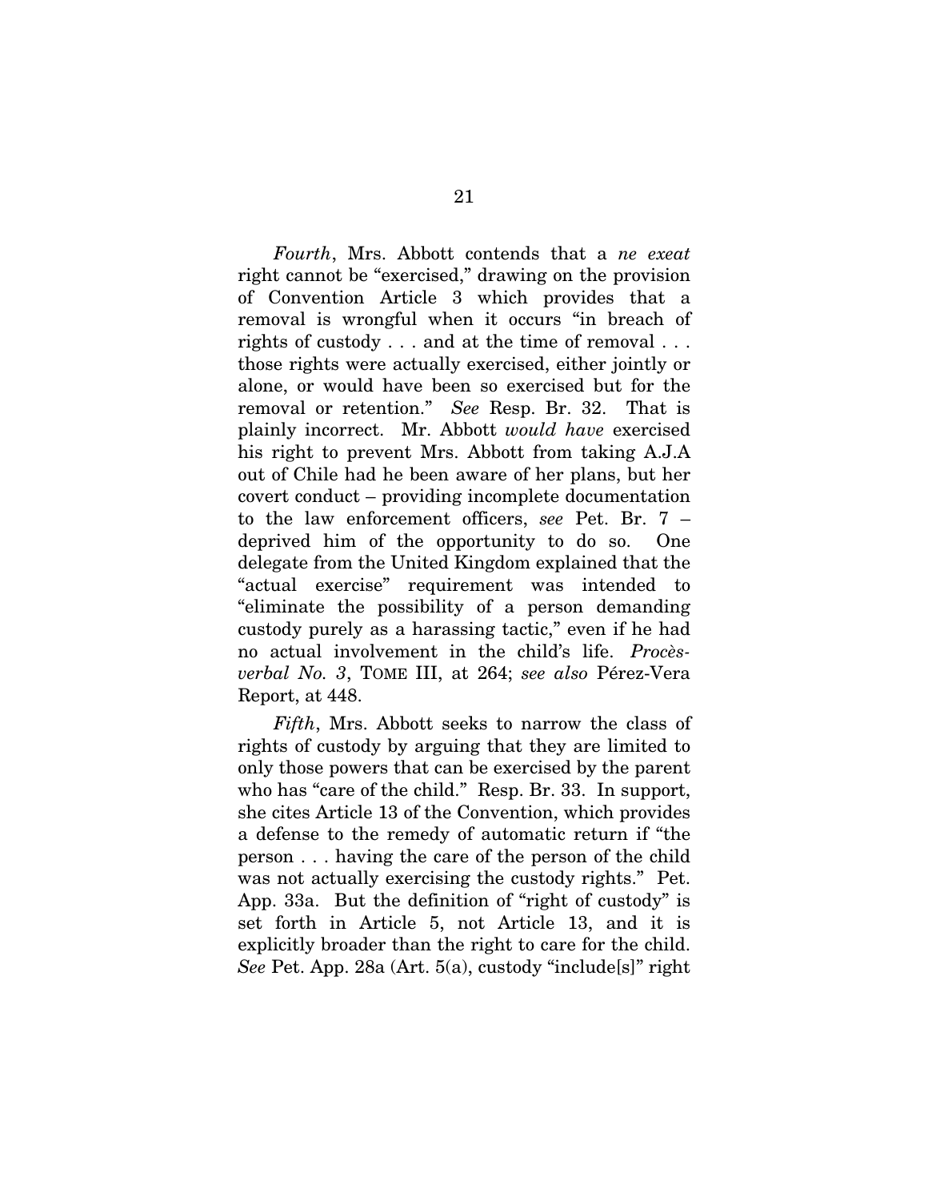*Fourth*, Mrs. Abbott contends that a *ne exeat* right cannot be "exercised," drawing on the provision of Convention Article 3 which provides that a removal is wrongful when it occurs "in breach of rights of custody . . . and at the time of removal . . . those rights were actually exercised, either jointly or alone, or would have been so exercised but for the removal or retention." *See* Resp. Br. 32. That is plainly incorrect. Mr. Abbott *would have* exercised his right to prevent Mrs. Abbott from taking A.J.A out of Chile had he been aware of her plans, but her covert conduct – providing incomplete documentation to the law enforcement officers, *see* Pet. Br. 7 – deprived him of the opportunity to do so. One delegate from the United Kingdom explained that the "actual exercise" requirement was intended to "eliminate the possibility of a person demanding custody purely as a harassing tactic," even if he had no actual involvement in the child's life. *Procès-verbal No. 3*, TOME III, at 264; *see also* Pérez-Vera Report, at 448.

*Fifth*, Mrs. Abbott seeks to narrow the class of rights of custody by arguing that they are limited to only those powers that can be exercised by the parent who has "care of the child." Resp. Br. 33. In support, she cites Article 13 of the Convention, which provides a defense to the remedy of automatic return if "the person . . . having the care of the person of the child was not actually exercising the custody rights." Pet. App. 33a. But the definition of "right of custody" is set forth in Article 5, not Article 13, and it is explicitly broader than the right to care for the child. *See* Pet. App. 28a (Art. 5(a), custody "include[s]" right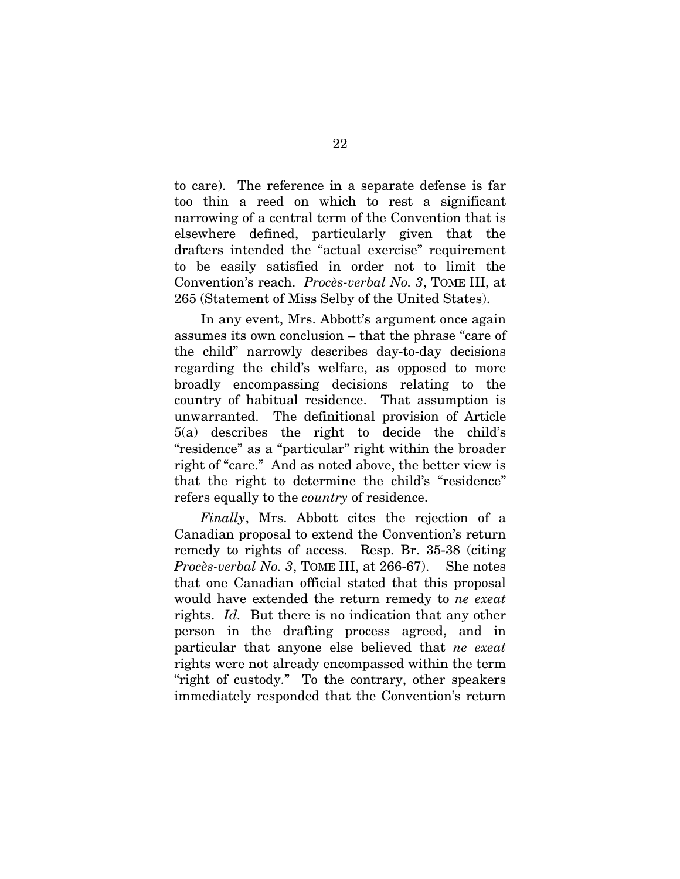to care). The reference in a separate defense is far too thin a reed on which to rest a significant narrowing of a central term of the Convention that is elsewhere defined, particularly given that the drafters intended the "actual exercise" requirement to be easily satisfied in order not to limit the Convention's reach. *Procès-verbal No. 3*, TOME III, at 265 (Statement of Miss Selby of the United States).

In any event, Mrs. Abbott's argument once again assumes its own conclusion – that the phrase "care of the child" narrowly describes day-to-day decisions regarding the child's welfare, as opposed to more broadly encompassing decisions relating to the country of habitual residence. That assumption is unwarranted. The definitional provision of Article 5(a) describes the right to decide the child's "residence" as a "particular" right within the broader right of "care." And as noted above, the better view is that the right to determine the child's "residence" refers equally to the *country* of residence.

*Finally*, Mrs. Abbott cites the rejection of a Canadian proposal to extend the Convention's return remedy to rights of access. Resp. Br. 35-38 (citing *Procès-verbal No. 3*, TOME III, at 266-67). She notes that one Canadian official stated that this proposal would have extended the return remedy to *ne exeat* rights. *Id.* But there is no indication that any other person in the drafting process agreed, and in particular that anyone else believed that *ne exeat* rights were not already encompassed within the term "right of custody." To the contrary, other speakers immediately responded that the Convention's return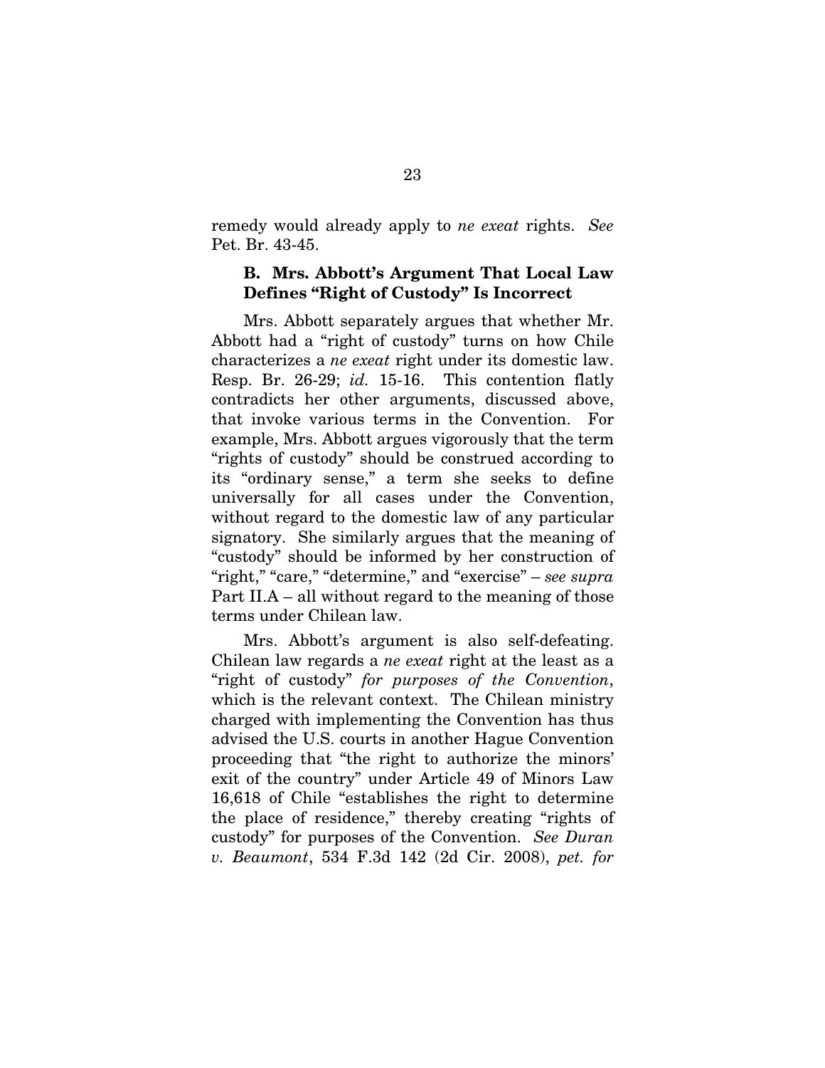remedy would already apply to *ne exeat* rights. *See* Pet. Br. 43-45.

### B. Mrs. Abbott's Argument That Local Law Defines "Right of Custody" Is Incorrect

Mrs. Abbott separately argues that whether Mr. Abbott had a "right of custody" turns on how Chile characterizes a *ne exeat* right under its domestic law. Resp. Br. 26-29; *id.* 15-16. This contention flatly contradicts her other arguments, discussed above, that invoke various terms in the Convention. For example, Mrs. Abbott argues vigorously that the term "rights of custody" should be construed according to its "ordinary sense," a term she seeks to define universally for all cases under the Convention, without regard to the domestic law of any particular signatory. She similarly argues that the meaning of "custody" should be informed by her construction of "right," "care," "determine," and "exercise" – *see supra* Part II.A – all without regard to the meaning of those terms under Chilean law.

Mrs. Abbott's argument is also self-defeating. Chilean law regards a *ne exeat* right at the least as a "right of custody" *for purposes of the Convention*, which is the relevant context. The Chilean ministry charged with implementing the Convention has thus advised the U.S. courts in another Hague Convention proceeding that "the right to authorize the minors' exit of the country" under Article 49 of Minors Law 16,618 of Chile "establishes the right to determine the place of residence," thereby creating "rights of custody" for purposes of the Convention. *See Duran v. Beaumont*, 534 F.3d 142 (2d Cir. 2008), *pet. for*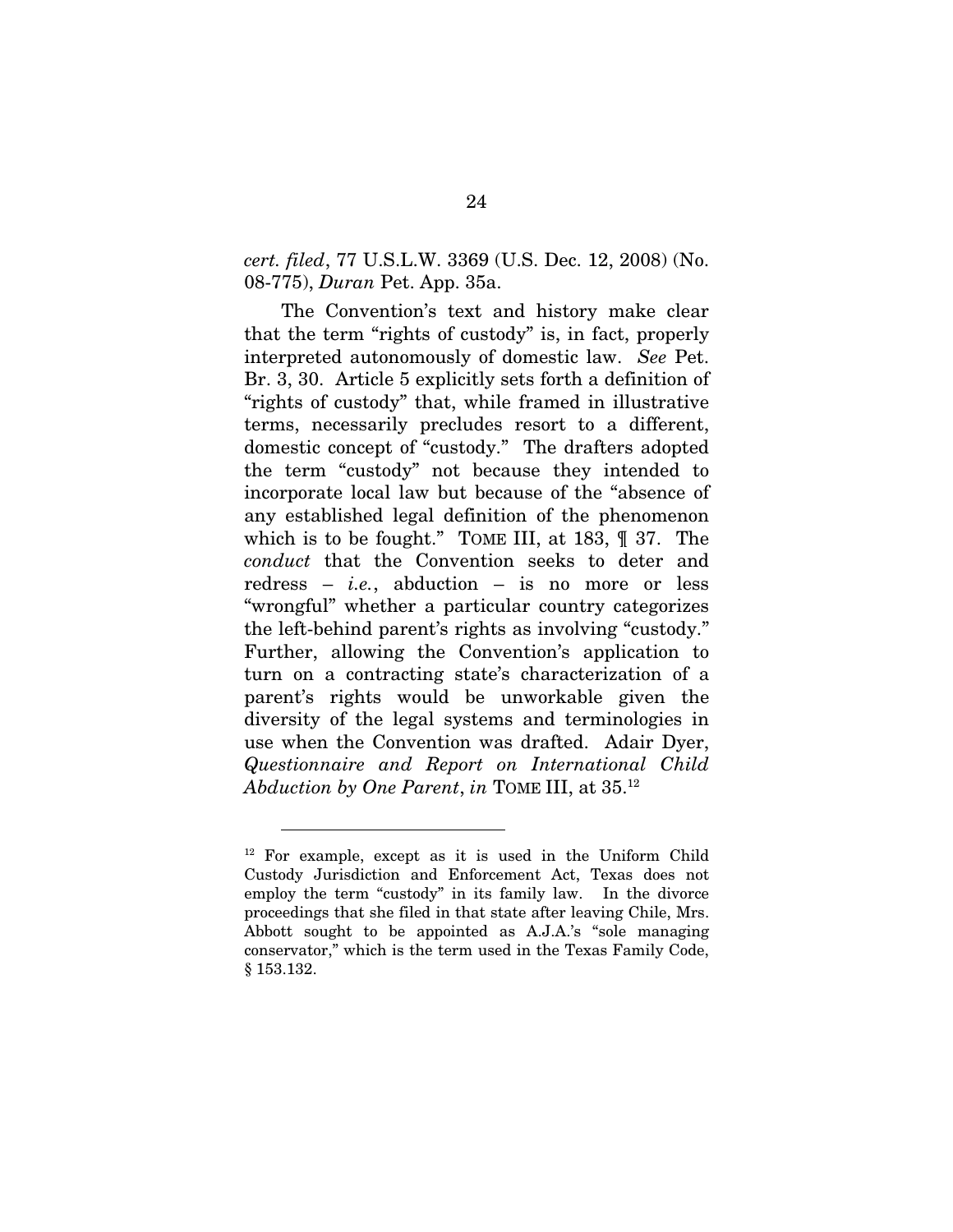*cert. filed*, 77 U.S.L.W. 3369 (U.S. Dec. 12, 2008) (No. 08-775), *Duran* Pet. App. 35a.

The Convention's text and history make clear that the term "rights of custody" is, in fact, properly interpreted autonomously of domestic law. *See* Pet. Br. 3, 30. Article 5 explicitly sets forth a definition of "rights of custody" that, while framed in illustrative terms, necessarily precludes resort to a different, domestic concept of "custody." The drafters adopted the term "custody" not because they intended to incorporate local law but because of the "absence of any established legal definition of the phenomenon which is to be fought." TOME III, at 183, ¶ 37. The *conduct* that the Convention seeks to deter and redress – *i.e.*, abduction – is no more or less "wrongful" whether a particular country categorizes the left-behind parent's rights as involving "custody." Further, allowing the Convention's application to turn on a contracting state's characterization of a parent's rights would be unworkable given the diversity of the legal systems and terminologies in use when the Convention was drafted. Adair Dyer, *Questionnaire and Report on International Child Abduction by One Parent*, *in* TOME III, at 35.[12]

---

[12] For example, except as it is used in the Uniform Child Custody Jurisdiction and Enforcement Act, Texas does not employ the term "custody" in its family law. In the divorce proceedings that she filed in that state after leaving Chile, Mrs. Abbott sought to be appointed as A.J.A.'s "sole managing conservator," which is the term used in the Texas Family Code, § 153.132.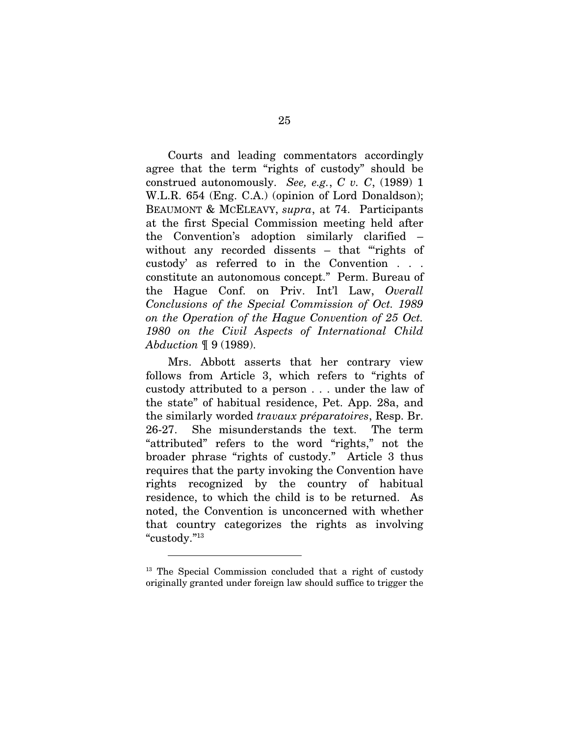Courts and leading commentators accordingly agree that the term "rights of custody" should be construed autonomously. *See, e.g.*, *C v. C*, (1989) 1 W.L.R. 654 (Eng. C.A.) (opinion of Lord Donaldson); BEAUMONT & MCELEAVY, *supra*, at 74. Participants at the first Special Commission meeting held after the Convention's adoption similarly clarified – without any recorded dissents – that "'rights of custody' as referred to in the Convention . . . constitute an autonomous concept." Perm. Bureau of the Hague Conf. on Priv. Int'l Law, *Overall Conclusions of the Special Commission of Oct. 1989 on the Operation of the Hague Convention of 25 Oct. 1980 on the Civil Aspects of International Child Abduction* ¶ 9 (1989).

Mrs. Abbott asserts that her contrary view follows from Article 3, which refers to "rights of custody attributed to a person . . . under the law of the state" of habitual residence, Pet. App. 28a, and the similarly worded *travaux préparatoires*, Resp. Br. 26-27. She misunderstands the text. The term "attributed" refers to the word "rights," not the broader phrase "rights of custody." Article 3 thus requires that the party invoking the Convention have rights recognized by the country of habitual residence, to which the child is to be returned. As noted, the Convention is unconcerned with whether that country categorizes the rights as involving "custody."[13]

---

[13] The Special Commission concluded that a right of custody originally granted under foreign law should suffice to trigger the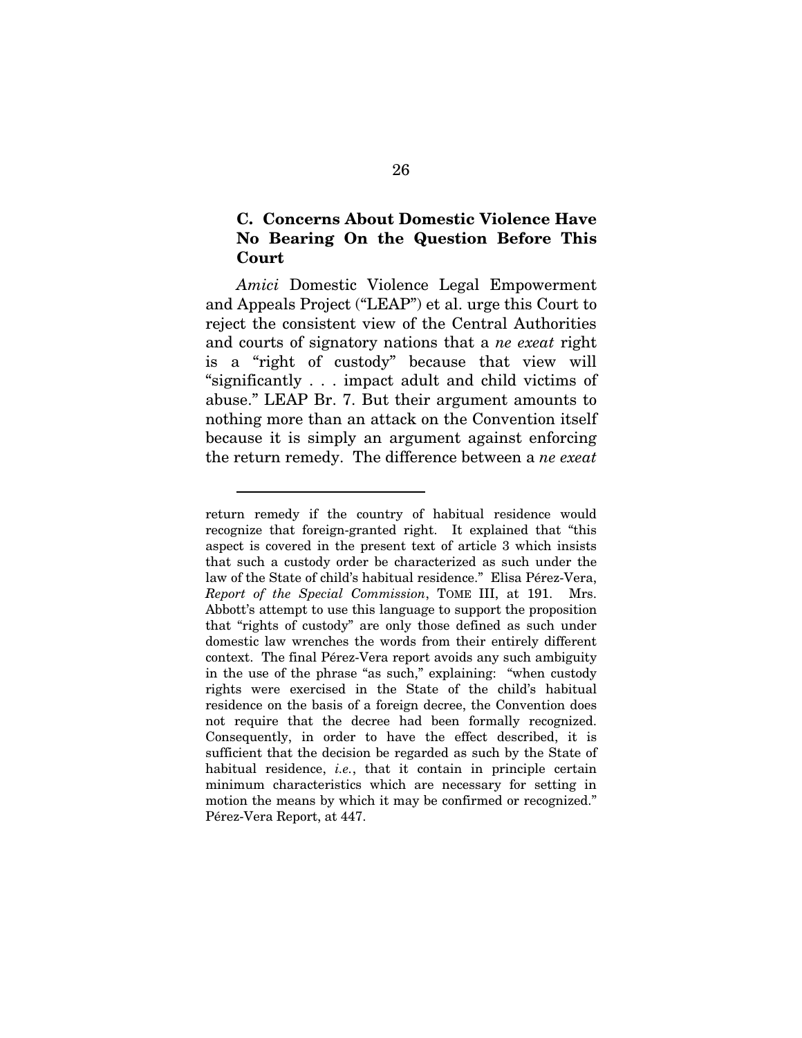### C. Concerns About Domestic Violence Have No Bearing On the Question Before This Court

*Amici* Domestic Violence Legal Empowerment and Appeals Project ("LEAP") et al. urge this Court to reject the consistent view of the Central Authorities and courts of signatory nations that a *ne exeat* right is a "right of custody" because that view will "significantly . . . impact adult and child victims of abuse." LEAP Br. 7. But their argument amounts to nothing more than an attack on the Convention itself because it is simply an argument against enforcing the return remedy. The difference between a *ne exeat*

---

return remedy if the country of habitual residence would recognize that foreign-granted right. It explained that "this aspect is covered in the present text of article 3 which insists that such a custody order be characterized as such under the law of the State of child's habitual residence." Elisa Pérez-Vera, *Report of the Special Commission*, TOME III, at 191. Mrs. Abbott's attempt to use this language to support the proposition that "rights of custody" are only those defined as such under domestic law wrenches the words from their entirely different context. The final Pérez-Vera report avoids any such ambiguity in the use of the phrase "as such," explaining: "when custody rights were exercised in the State of the child's habitual residence on the basis of a foreign decree, the Convention does not require that the decree had been formally recognized. Consequently, in order to have the effect described, it is sufficient that the decision be regarded as such by the State of habitual residence, *i.e.*, that it contain in principle certain minimum characteristics which are necessary for setting in motion the means by which it may be confirmed or recognized." Pérez-Vera Report, at 447.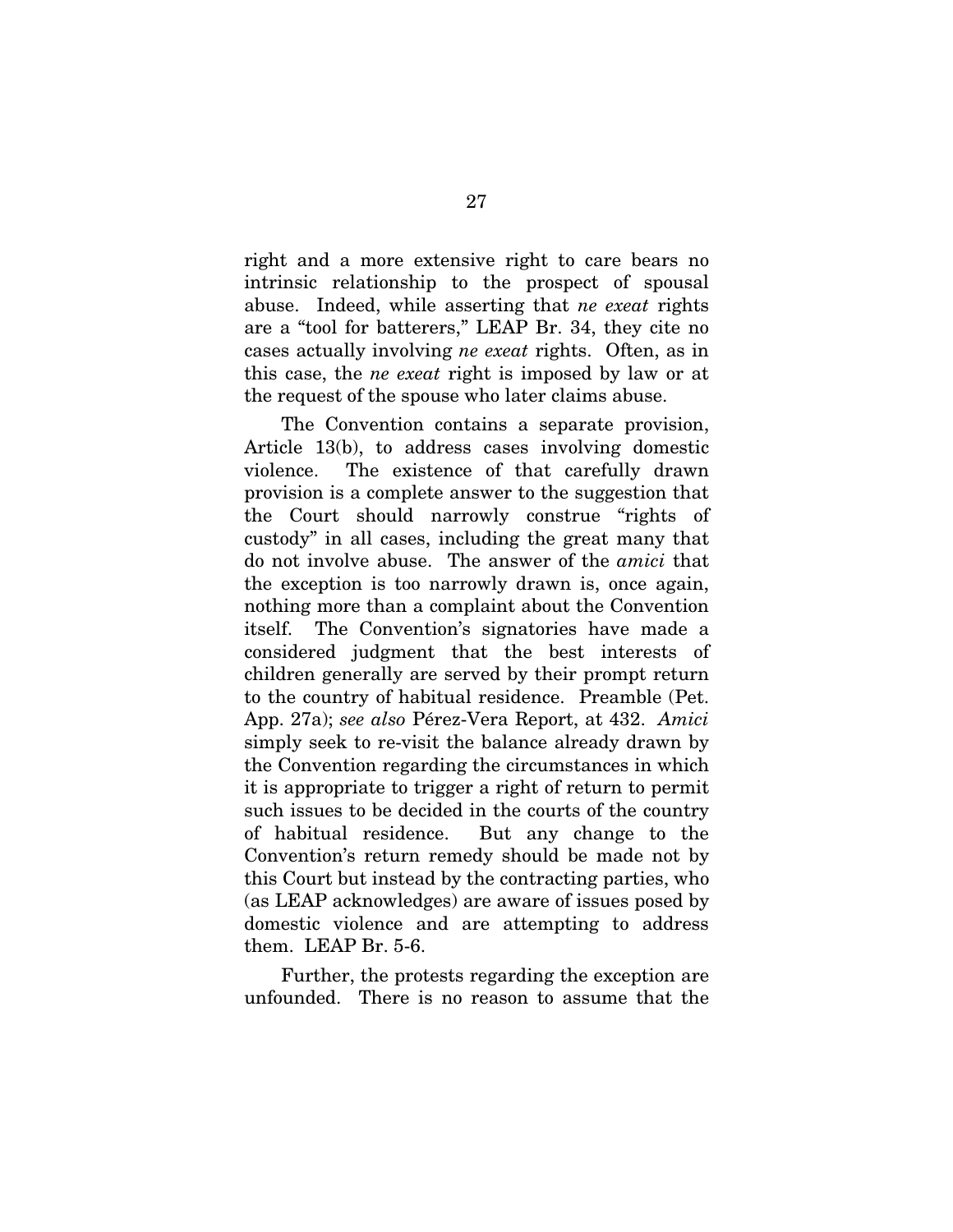right and a more extensive right to care bears no intrinsic relationship to the prospect of spousal abuse. Indeed, while asserting that *ne exeat* rights are a "tool for batterers," LEAP Br. 34, they cite no cases actually involving *ne exeat* rights. Often, as in this case, the *ne exeat* right is imposed by law or at the request of the spouse who later claims abuse.

The Convention contains a separate provision, Article 13(b), to address cases involving domestic violence. The existence of that carefully drawn provision is a complete answer to the suggestion that the Court should narrowly construe "rights of custody" in all cases, including the great many that do not involve abuse. The answer of the *amici* that the exception is too narrowly drawn is, once again, nothing more than a complaint about the Convention itself. The Convention's signatories have made a considered judgment that the best interests of children generally are served by their prompt return to the country of habitual residence. Preamble (Pet. App. 27a); *see also* Pérez-Vera Report, at 432. *Amici* simply seek to re-visit the balance already drawn by the Convention regarding the circumstances in which it is appropriate to trigger a right of return to permit such issues to be decided in the courts of the country of habitual residence. But any change to the Convention's return remedy should be made not by this Court but instead by the contracting parties, who (as LEAP acknowledges) are aware of issues posed by domestic violence and are attempting to address them. LEAP Br. 5-6.

Further, the protests regarding the exception are unfounded. There is no reason to assume that the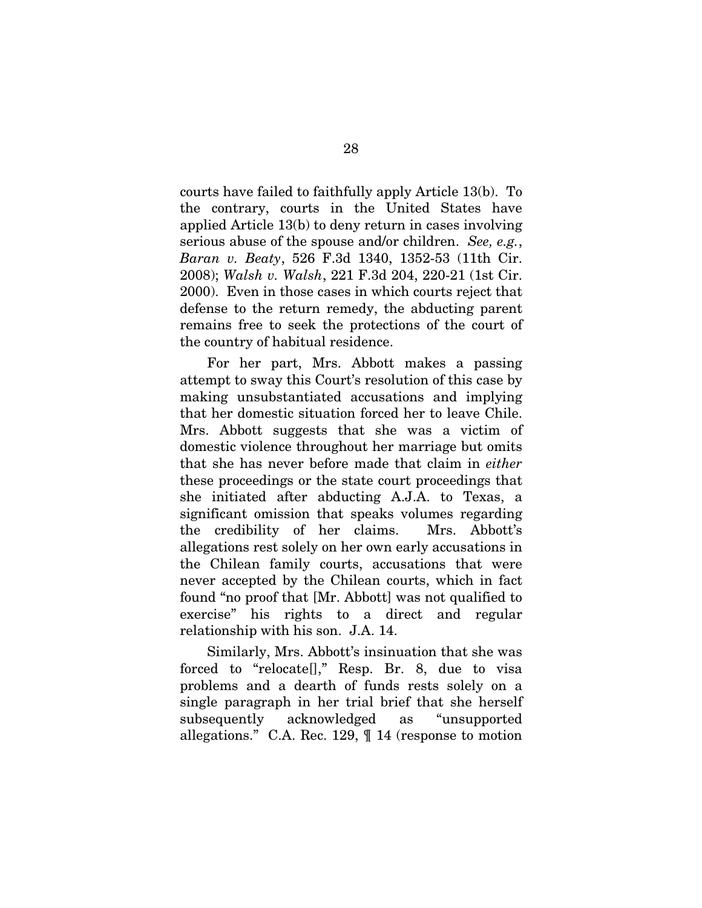courts have failed to faithfully apply Article 13(b). To the contrary, courts in the United States have applied Article 13(b) to deny return in cases involving serious abuse of the spouse and/or children. *See, e.g.*, *Baran v. Beaty*, 526 F.3d 1340, 1352-53 (11th Cir. 2008); *Walsh v. Walsh*, 221 F.3d 204, 220-21 (1st Cir. 2000). Even in those cases in which courts reject that defense to the return remedy, the abducting parent remains free to seek the protections of the court of the country of habitual residence.

For her part, Mrs. Abbott makes a passing attempt to sway this Court's resolution of this case by making unsubstantiated accusations and implying that her domestic situation forced her to leave Chile. Mrs. Abbott suggests that she was a victim of domestic violence throughout her marriage but omits that she has never before made that claim in *either* these proceedings or the state court proceedings that she initiated after abducting A.J.A. to Texas, a significant omission that speaks volumes regarding the credibility of her claims. Mrs. Abbott's allegations rest solely on her own early accusations in the Chilean family courts, accusations that were never accepted by the Chilean courts, which in fact found "no proof that [Mr. Abbott] was not qualified to exercise" his rights to a direct and regular relationship with his son. J.A. 14.

Similarly, Mrs. Abbott's insinuation that she was forced to "relocate[]," Resp. Br. 8, due to visa problems and a dearth of funds rests solely on a single paragraph in her trial brief that she herself subsequently acknowledged as "unsupported allegations." C.A. Rec. 129, ¶ 14 (response to motion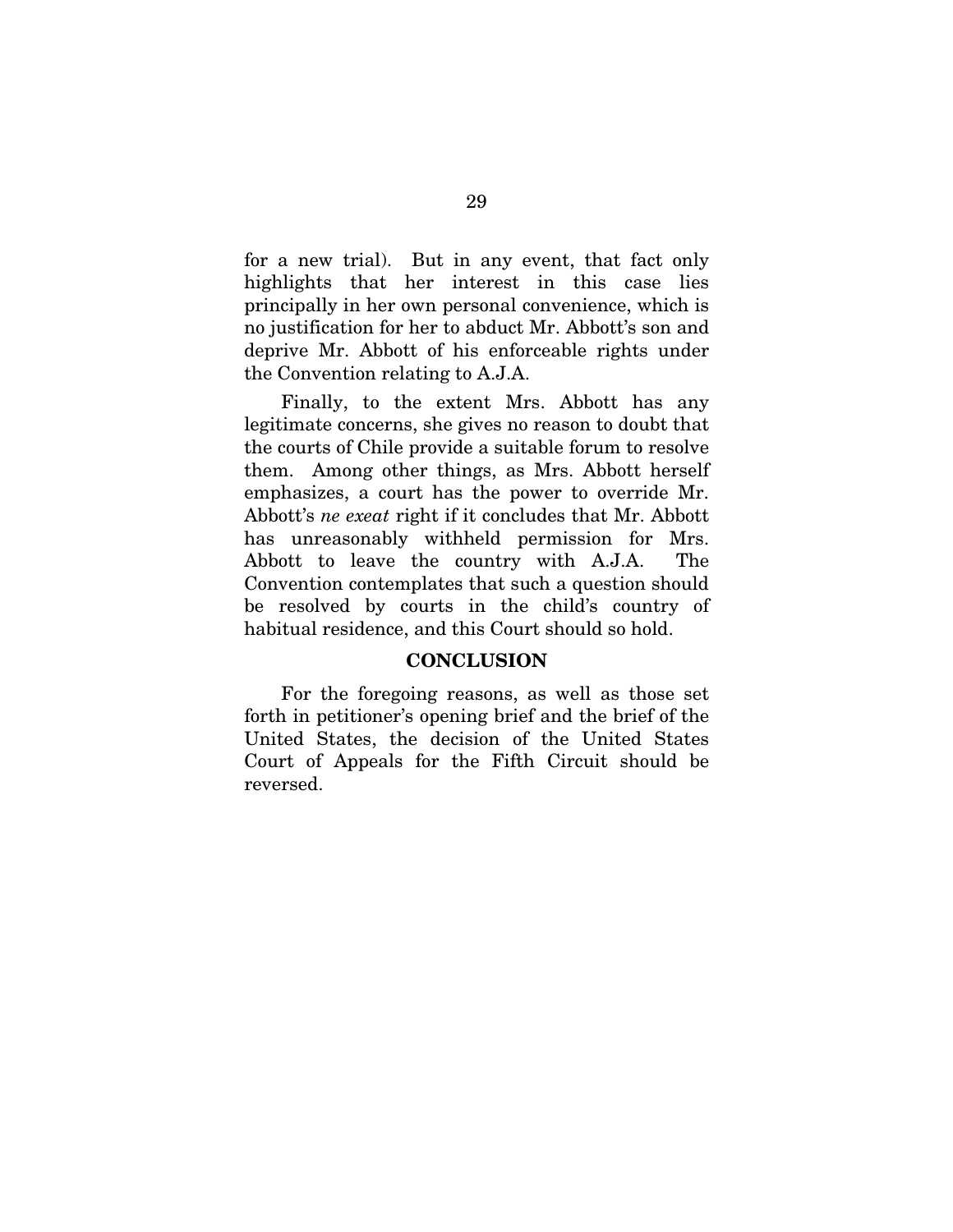for a new trial). But in any event, that fact only highlights that her interest in this case lies principally in her own personal convenience, which is no justification for her to abduct Mr. Abbott's son and deprive Mr. Abbott of his enforceable rights under the Convention relating to A.J.A.

Finally, to the extent Mrs. Abbott has any legitimate concerns, she gives no reason to doubt that the courts of Chile provide a suitable forum to resolve them. Among other things, as Mrs. Abbott herself emphasizes, a court has the power to override Mr. Abbott's *ne exeat* right if it concludes that Mr. Abbott has unreasonably withheld permission for Mrs. Abbott to leave the country with A.J.A. The Convention contemplates that such a question should be resolved by courts in the child's country of habitual residence, and this Court should so hold.

## CONCLUSION

For the foregoing reasons, as well as those set forth in petitioner's opening brief and the brief of the United States, the decision of the United States Court of Appeals for the Fifth Circuit should be reversed.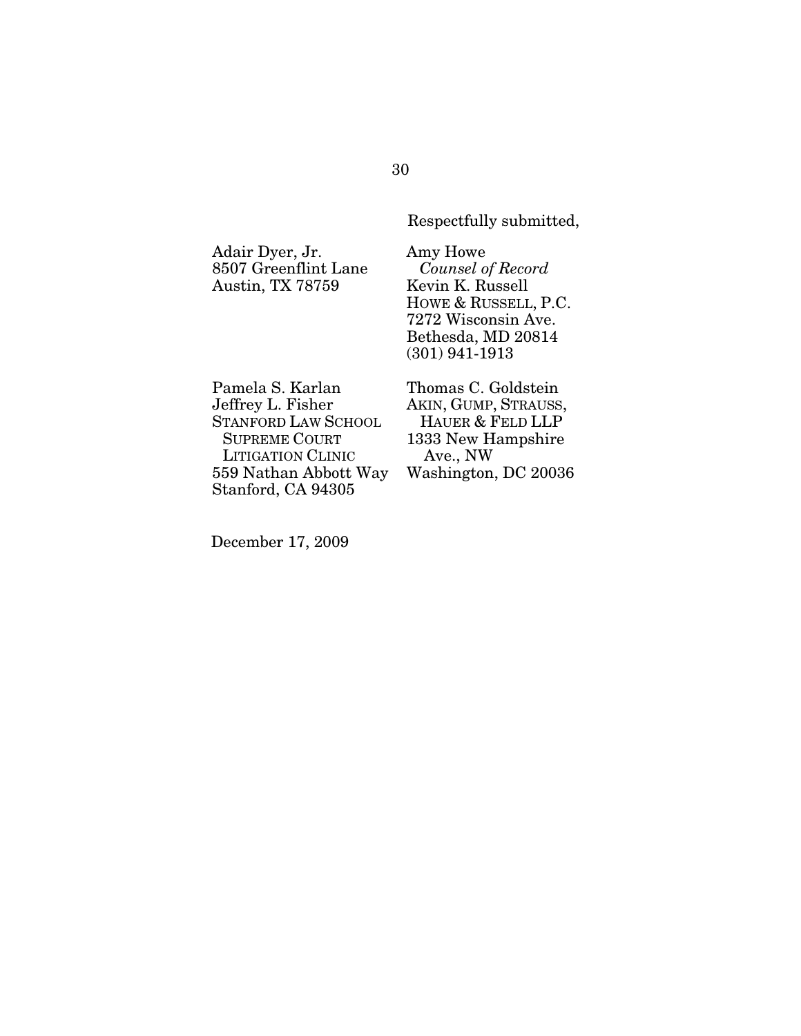Respectfully submitted,

Adair Dyer, Jr.
8507 Greenflint Lane
Austin, TX 78759

Amy Howe
*Counsel of Record*
Kevin K. Russell
HOWE & RUSSELL, P.C.
7272 Wisconsin Ave.
Bethesda, MD 20814
(301) 941-1913

Pamela S. Karlan
Jeffrey L. Fisher
STANFORD LAW SCHOOL
SUPREME COURT
LITIGATION CLINIC
559 Nathan Abbott Way
Stanford, CA 94305

Thomas C. Goldstein
AKIN, GUMP, STRAUSS,
HAUER & FELD LLP
1333 New Hampshire
Ave., NW
Washington, DC 20036

December 17, 2009